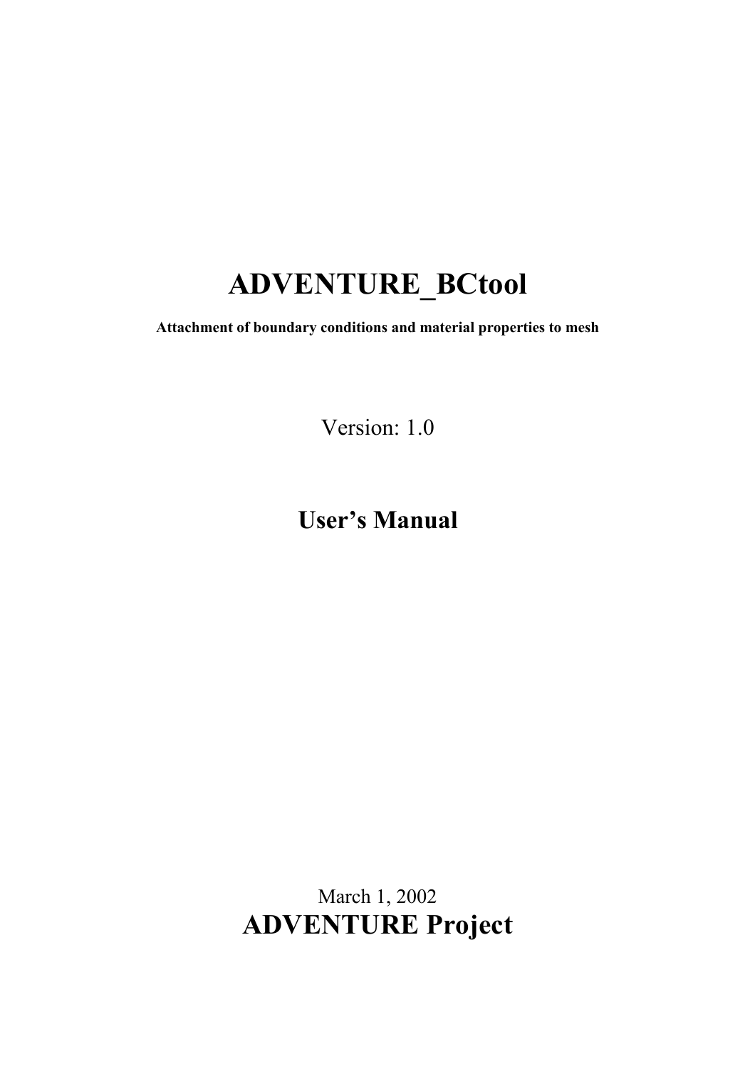# ADVENTURE_BCtool

**Attachment of boundary conditions and material properties to mesh**

Version: 1.0

## User's Manual

March 1, 2002

**ADVENTURE Project**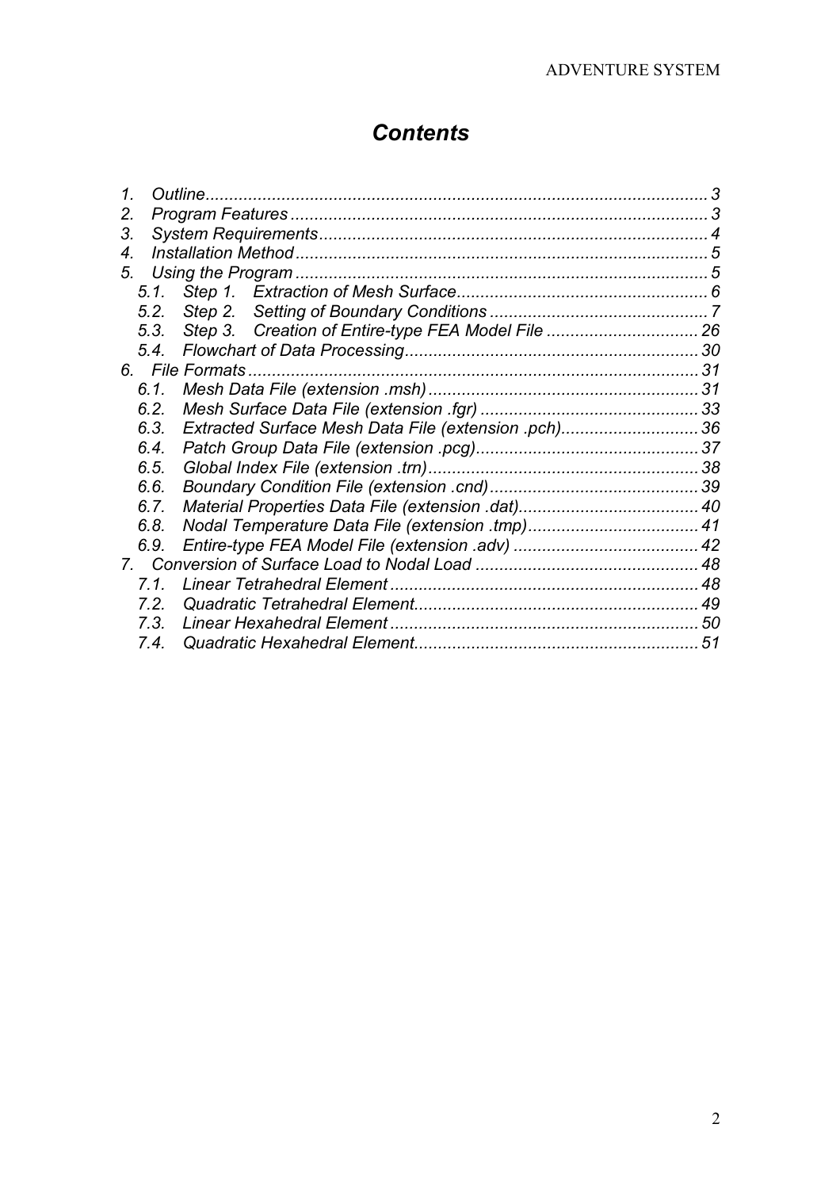# *Contents*

1. *Outline* ........................................................................................................ *3*
2. *Program Features* ........................................................................................ *3*
3. *System Requirements* ................................................................................. *4*
4. *Installation Method* ..................................................................................... *5*
5. *Using the Program* ...................................................................................... *5*
   - *5.1. Step 1. Extraction of Mesh Surface* ...................................................... *6*
   - *5.2. Step 2. Setting of Boundary Conditions* ............................................... *7*
   - *5.3. Step 3. Creation of Entire-type FEA Model File* ................................ *26*
   - *5.4. Flowchart of Data Processing* ............................................................ *30*
6. *File Formats* ............................................................................................... *31*
   - *6.1. Mesh Data File (extension .msh)* ........................................................ *31*
   - *6.2. Mesh Surface Data File (extension .fgr)* ............................................ *33*
   - *6.3. Extracted Surface Mesh Data File (extension .pch)* ........................... *36*
   - *6.4. Patch Group Data File (extension .pcg)* ............................................. *37*
   - *6.5. Global Index File (extension .trn)* ...................................................... *38*
   - *6.6. Boundary Condition File (extension .cnd)* .......................................... *39*
   - *6.7. Material Properties Data File (extension .dat)* .................................... *40*
   - *6.8. Nodal Temperature Data File (extension .tmp)* .................................. *41*
   - *6.9. Entire-type FEA Model File (extension .adv)* ..................................... *42*
7. *Conversion of Surface Load to Nodal Load* ............................................... *48*
   - *7.1. Linear Tetrahedral Element* ................................................................ *48*
   - *7.2. Quadratic Tetrahedral Element* ........................................................... *49*
   - *7.3. Linear Hexahedral Element* ................................................................ *50*
   - *7.4. Quadratic Hexahedral Element* ........................................................... *51*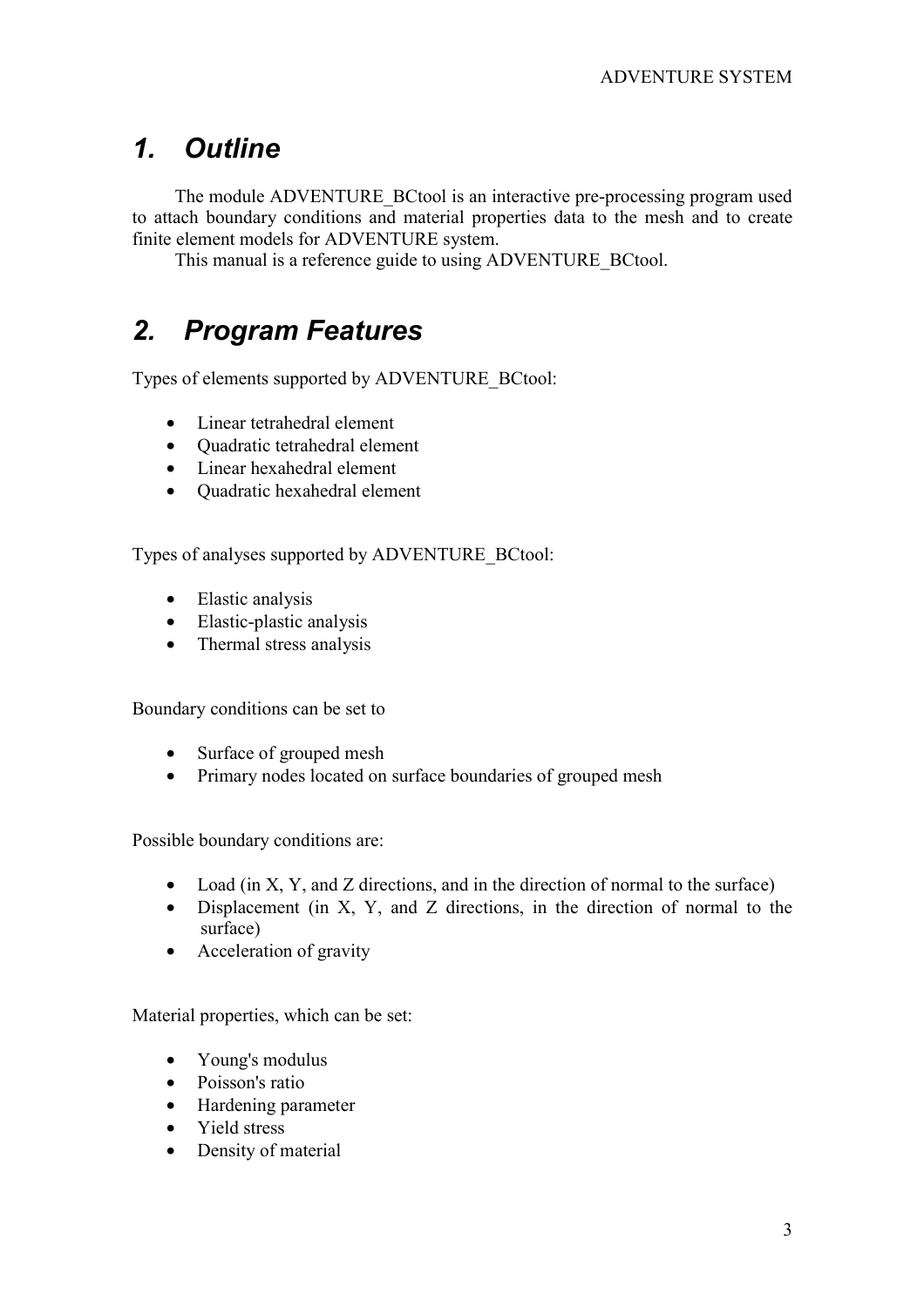# 1. Outline

The module ADVENTURE_BCtool is an interactive pre-processing program used to attach boundary conditions and material properties data to the mesh and to create finite element models for ADVENTURE system.

This manual is a reference guide to using ADVENTURE_BCtool.

# 2. Program Features

Types of elements supported by ADVENTURE_BCtool:

- Linear tetrahedral element
- Quadratic tetrahedral element
- Linear hexahedral element
- Quadratic hexahedral element

Types of analyses supported by ADVENTURE_BCtool:

- Elastic analysis
- Elastic-plastic analysis
- Thermal stress analysis

Boundary conditions can be set to

- Surface of grouped mesh
- Primary nodes located on surface boundaries of grouped mesh

Possible boundary conditions are:

- Load (in X, Y, and Z directions, and in the direction of normal to the surface)
- Displacement (in X, Y, and Z directions, in the direction of normal to the surface)
- Acceleration of gravity

Material properties, which can be set:

- Young's modulus
- Poisson's ratio
- Hardening parameter
- Yield stress
- Density of material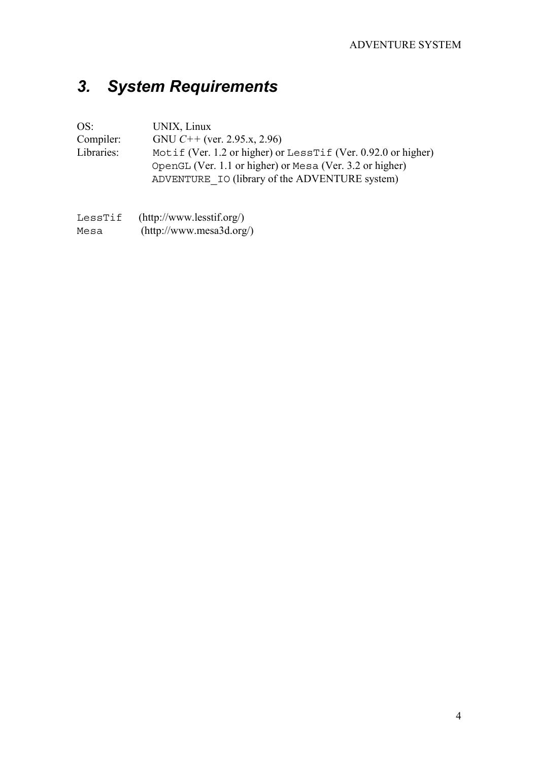# *3. System Requirements*

| | |
|---|---|
| OS: | UNIX, Linux |
| Compiler: | GNU *C++* (ver. 2.95.x, 2.96) |
| Libraries: | `Motif` (Ver. 1.2 or higher) or `LessTif` (Ver. 0.92.0 or higher) |
| | `OpenGL` (Ver. 1.1 or higher) or `Mesa` (Ver. 3.2 or higher) |
| | `ADVENTURE_IO` (library of the ADVENTURE system) |

`LessTif` (http://www.lesstif.org/)
`Mesa` (http://www.mesa3d.org/)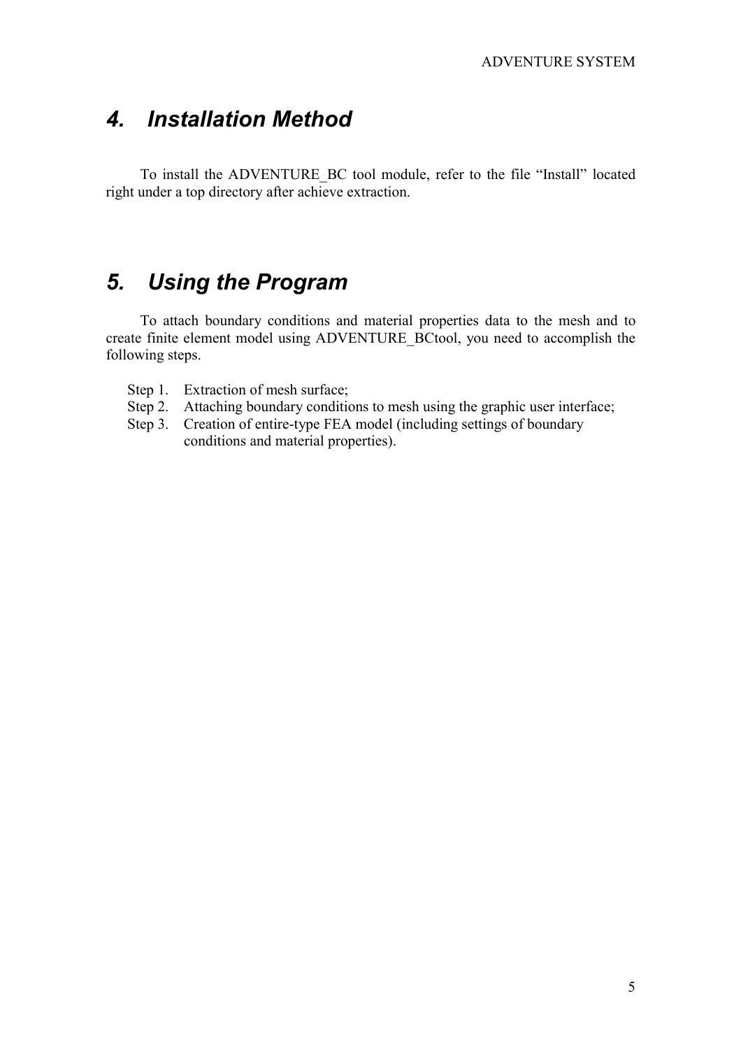# 4. Installation Method

To install the ADVENTURE_BC tool module, refer to the file "Install" located right under a top directory after achieve extraction.

# 5. Using the Program

To attach boundary conditions and material properties data to the mesh and to create finite element model using ADVENTURE_BCtool, you need to accomplish the following steps.

Step 1. Extraction of mesh surface;
Step 2. Attaching boundary conditions to mesh using the graphic user interface;
Step 3. Creation of entire-type FEA model (including settings of boundary conditions and material properties).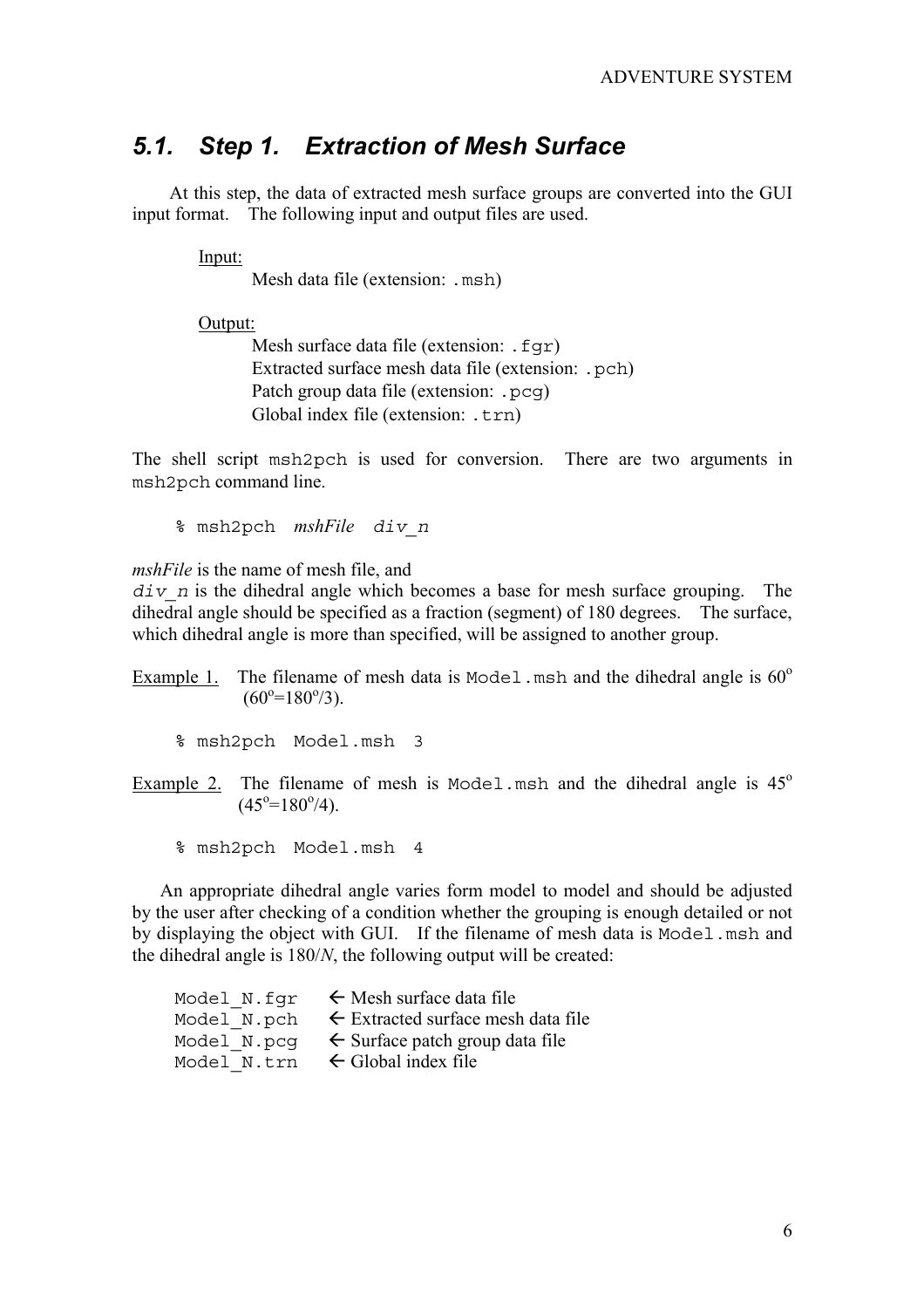## 5.1. Step 1. Extraction of Mesh Surface

At this step, the data of extracted mesh surface groups are converted into the GUI input format. The following input and output files are used.

Input:
Mesh data file (extension: `.msh`)

Output:
Mesh surface data file (extension: `.fgr`)
Extracted surface mesh data file (extension: `.pch`)
Patch group data file (extension: `.pcg`)
Global index file (extension: `.trn`)

The shell script `msh2pch` is used for conversion. There are two arguments in `msh2pch` command line.

```
% msh2pch  mshFile  div_n
```

*mshFile* is the name of mesh file, and
*div_n* is the dihedral angle which becomes a base for mesh surface grouping. The dihedral angle should be specified as a fraction (segment) of 180 degrees. The surface, which dihedral angle is more than specified, will be assigned to another group.

Example 1. The filename of mesh data is `Model.msh` and the dihedral angle is $60^o$ ($60^o$=$180^o$/3).

```
% msh2pch  Model.msh  3
```

Example 2. The filename of mesh is `Model.msh` and the dihedral angle is $45^o$ ($45^o$=$180^o$/4).

```
% msh2pch  Model.msh  4
```

An appropriate dihedral angle varies form model to model and should be adjusted by the user after checking of a condition whether the grouping is enough detailed or not by displaying the object with GUI. If the filename of mesh data is `Model.msh` and the dihedral angle is 180/*N*, the following output will be created:

```
Model_N.fgr    ← Mesh surface data file
Model_N.pch    ← Extracted surface mesh data file
Model_N.pcg    ← Surface patch group data file
Model_N.trn    ← Global index file
```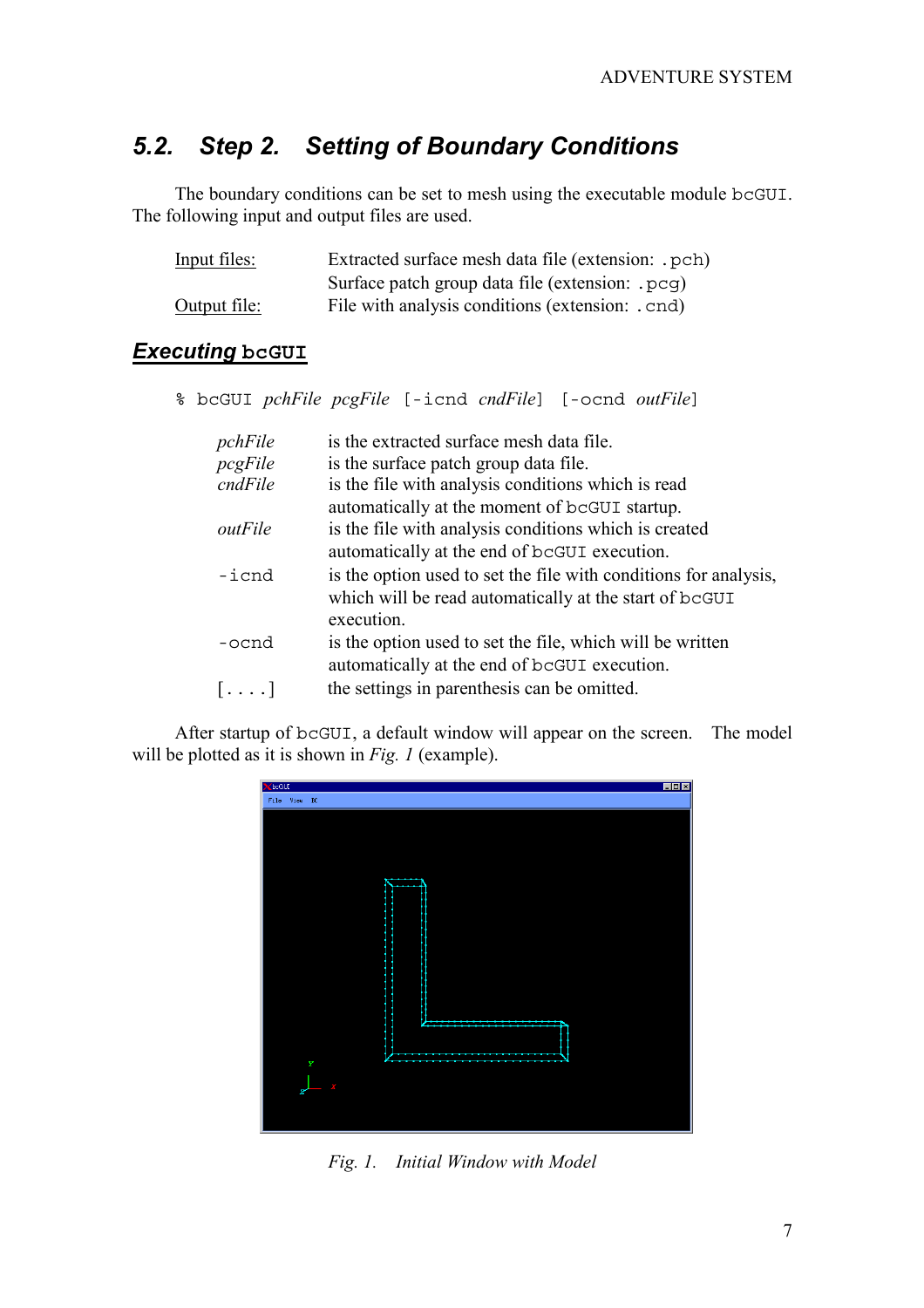## 5.2. Step 2. Setting of Boundary Conditions

The boundary conditions can be set to mesh using the executable module `bcGUI`. The following input and output files are used.

| | |
|---|---|
| Input files: | Extracted surface mesh data file (extension: `.pch`) |
| | Surface patch group data file (extension: `.pcg`) |
| Output file: | File with analysis conditions (extension: `.cnd`) |

### Executing `bcGUI`

```
% bcGUI pchFile pcgFile [-icnd cndFile] [-ocnd outFile]
```

| | |
|---|---|
| *pchFile* | is the extracted surface mesh data file. |
| *pcgFile* | is the surface patch group data file. |
| *cndFile* | is the file with analysis conditions which is read automatically at the moment of `bcGUI` startup. |
| *outFile* | is the file with analysis conditions which is created automatically at the end of `bcGUI` execution. |
| `-icnd` | is the option used to set the file with conditions for analysis, which will be read automatically at the start of `bcGUI` execution. |
| `-ocnd` | is the option used to set the file, which will be written automatically at the end of `bcGUI` execution. |
| `[....]` | the settings in parenthesis can be omitted. |

After startup of `bcGUI`, a default window will appear on the screen. The model will be plotted as it is shown in *Fig. 1* (example).

*Fig. 1. Initial Window with Model*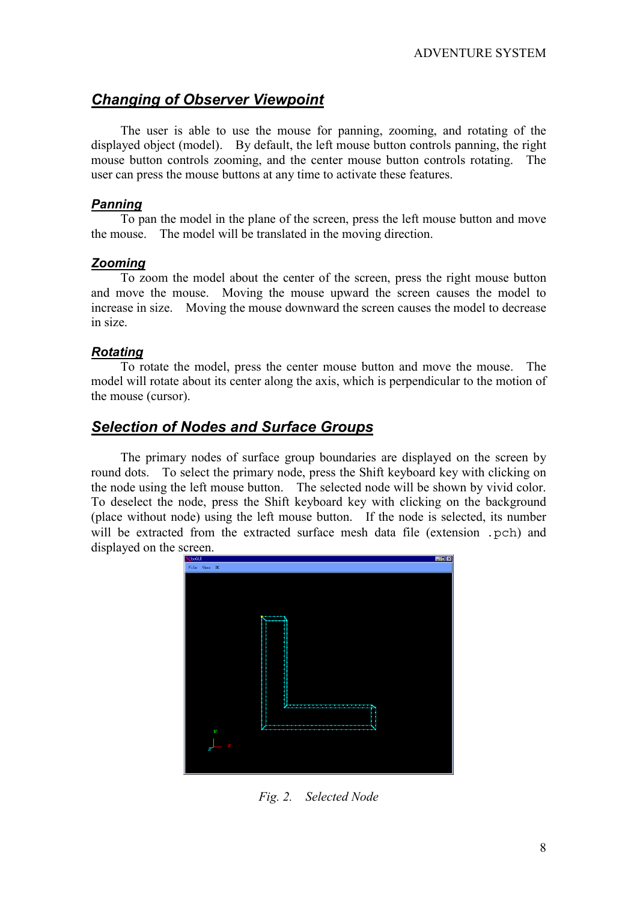## Changing of Observer Viewpoint

The user is able to use the mouse for panning, zooming, and rotating of the displayed object (model). By default, the left mouse button controls panning, the right mouse button controls zooming, and the center mouse button controls rotating. The user can press the mouse buttons at any time to activate these features.

### Panning

To pan the model in the plane of the screen, press the left mouse button and move the mouse. The model will be translated in the moving direction.

### Zooming

To zoom the model about the center of the screen, press the right mouse button and move the mouse. Moving the mouse upward the screen causes the model to increase in size. Moving the mouse downward the screen causes the model to decrease in size.

### Rotating

To rotate the model, press the center mouse button and move the mouse. The model will rotate about its center along the axis, which is perpendicular to the motion of the mouse (cursor).

## Selection of Nodes and Surface Groups

The primary nodes of surface group boundaries are displayed on the screen by round dots. To select the primary node, press the Shift keyboard key with clicking on the node using the left mouse button. The selected node will be shown by vivid color. To deselect the node, press the Shift keyboard key with clicking on the background (place without node) using the left mouse button. If the node is selected, its number will be extracted from the extracted surface mesh data file (extension `.pch`) and displayed on the screen.

*Fig. 2. Selected Node*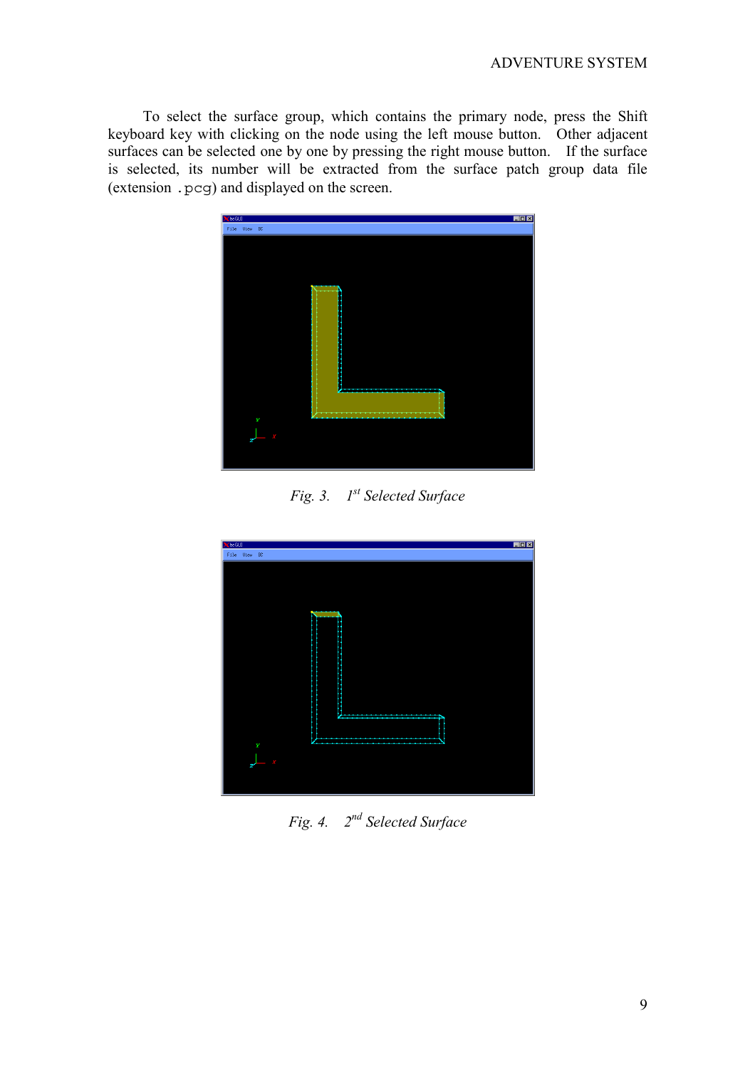To select the surface group, which contains the primary node, press the Shift keyboard key with clicking on the node using the left mouse button. Other adjacent surfaces can be selected one by one by pressing the right mouse button. If the surface is selected, its number will be extracted from the surface patch group data file (extension `.pcg`) and displayed on the screen.

*Fig. 3. 1st Selected Surface*

*Fig. 4. 2nd Selected Surface*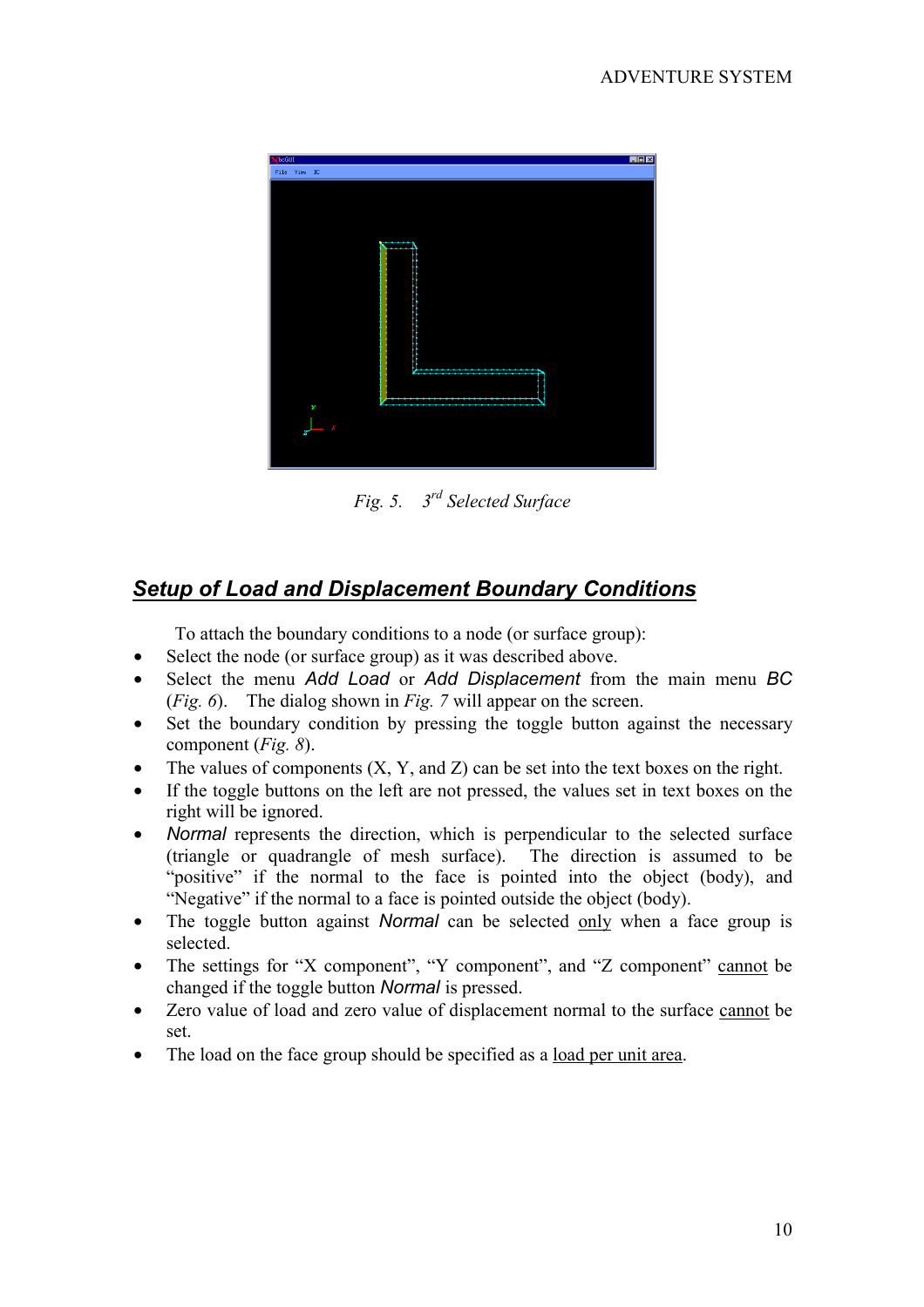*Fig. 5. 3rd Selected Surface*

## ***Setup of Load and Displacement Boundary Conditions***

To attach the boundary conditions to a node (or surface group):

- Select the node (or surface group) as it was described above.
- Select the menu *Add Load* or *Add Displacement* from the main menu *BC* (*Fig. 6*). The dialog shown in *Fig. 7* will appear on the screen.
- Set the boundary condition by pressing the toggle button against the necessary component (*Fig. 8*).
- The values of components (X, Y, and Z) can be set into the text boxes on the right.
- If the toggle buttons on the left are not pressed, the values set in text boxes on the right will be ignored.
- *Normal* represents the direction, which is perpendicular to the selected surface (triangle or quadrangle of mesh surface). The direction is assumed to be "positive" if the normal to the face is pointed into the object (body), and "Negative" if the normal to a face is pointed outside the object (body).
- The toggle button against *Normal* can be selected only when a face group is selected.
- The settings for "X component", "Y component", and "Z component" cannot be changed if the toggle button *Normal* is pressed.
- Zero value of load and zero value of displacement normal to the surface cannot be set.
- The load on the face group should be specified as a load per unit area.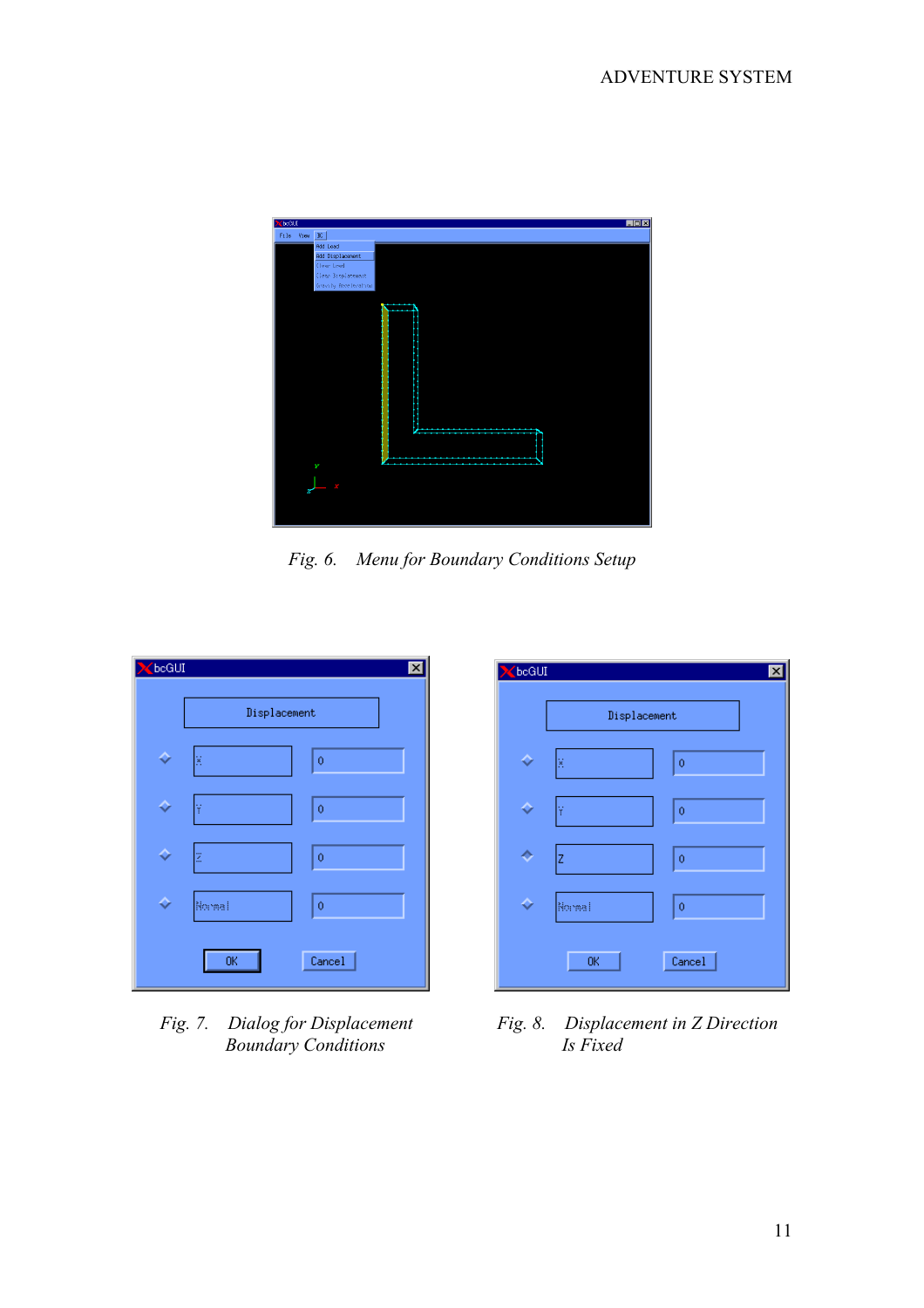Fig. 6. Menu for Boundary Conditions Setup

Fig. 7. Dialog for Displacement Boundary Conditions

Fig. 8. Displacement in Z Direction Is Fixed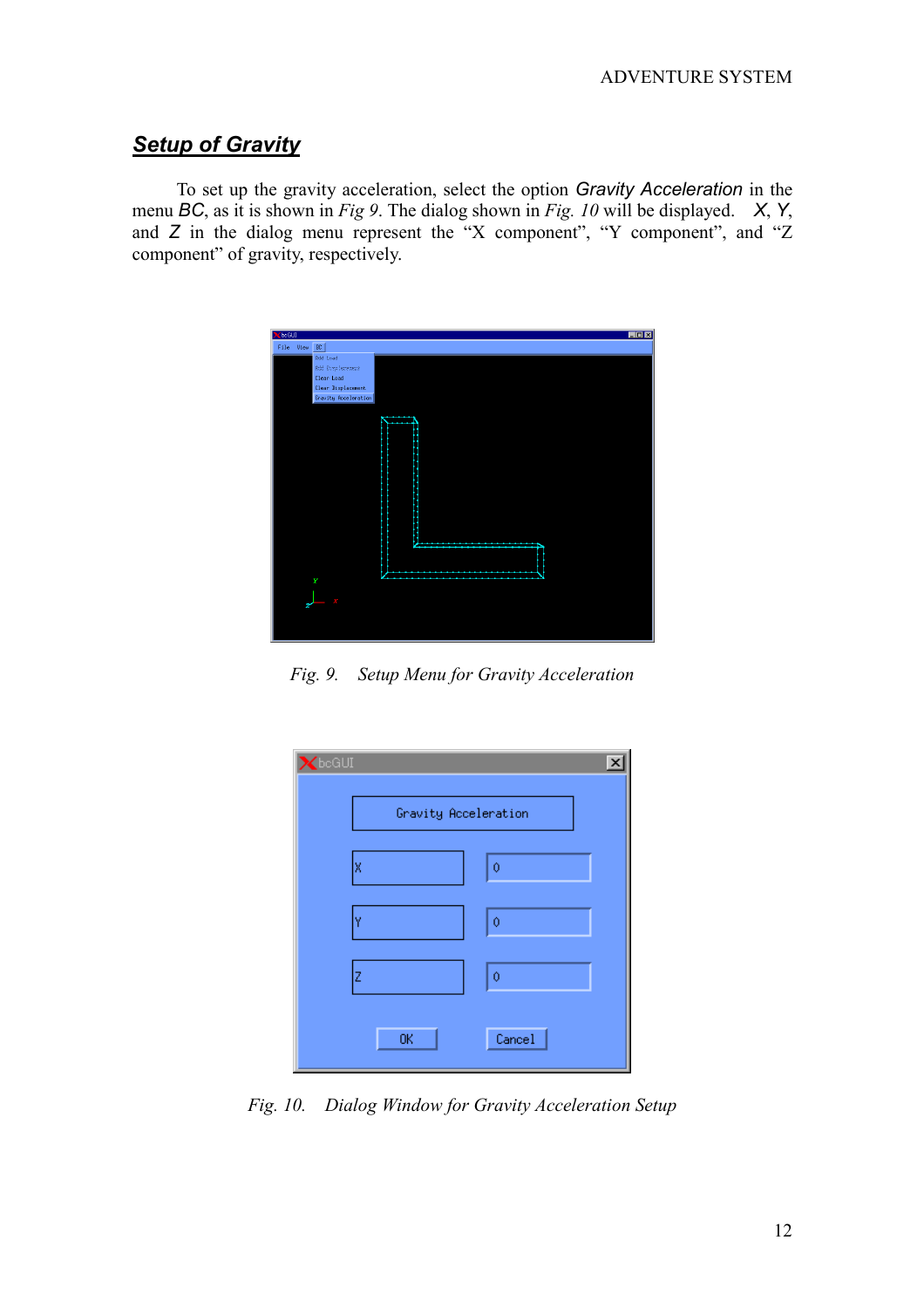## ***Setup of Gravity***

To set up the gravity acceleration, select the option *Gravity Acceleration* in the menu *BC*, as it is shown in *Fig 9*. The dialog shown in *Fig. 10* will be displayed. *X*, *Y*, and *Z* in the dialog menu represent the "X component", "Y component", and "Z component" of gravity, respectively.

*Fig. 9. Setup Menu for Gravity Acceleration*

*Fig. 10. Dialog Window for Gravity Acceleration Setup*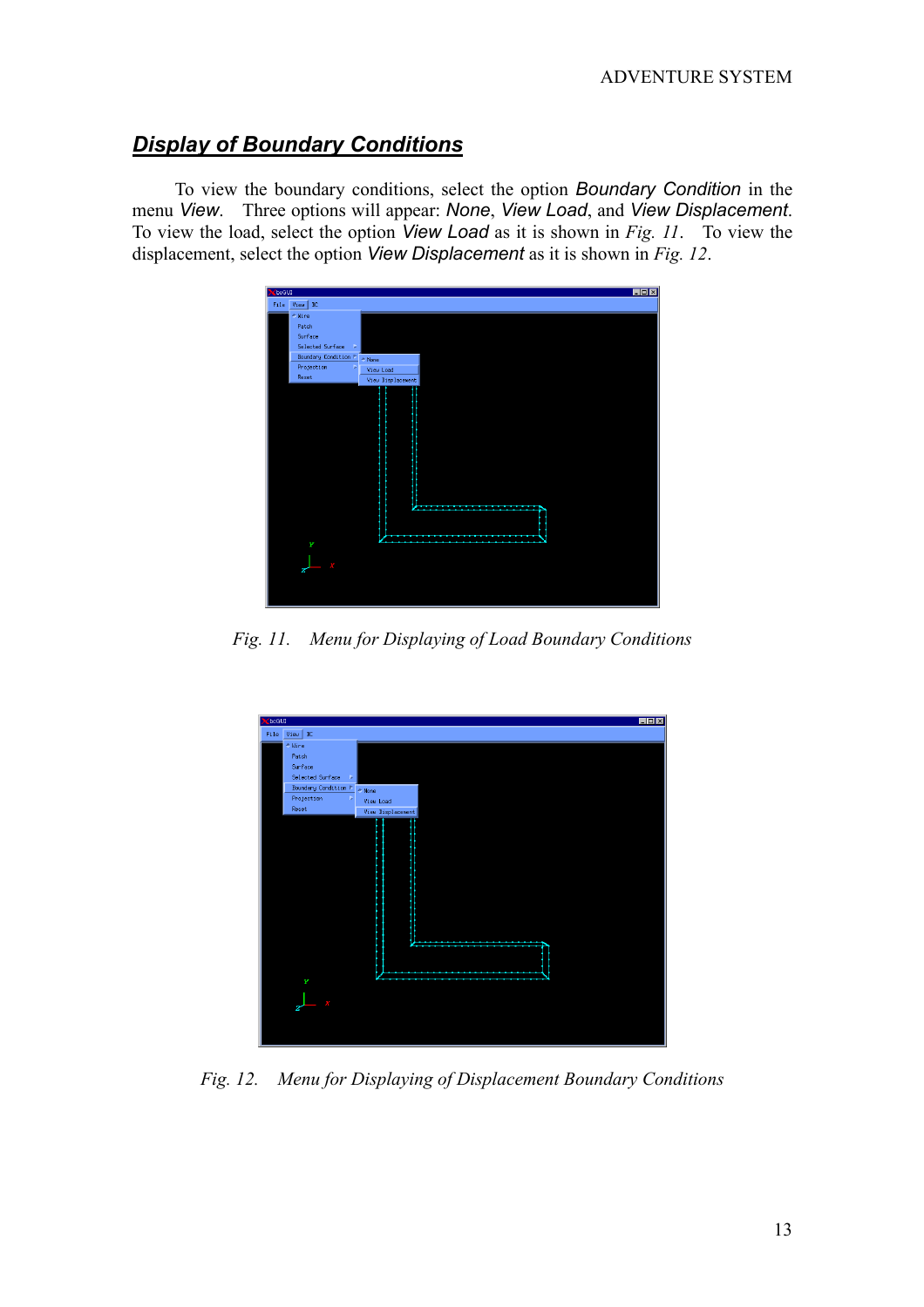## ***Display of Boundary Conditions***

To view the boundary conditions, select the option *Boundary Condition* in the menu *View*. Three options will appear: *None*, *View Load*, and *View Displacement*. To view the load, select the option *View Load* as it is shown in *Fig. 11*. To view the displacement, select the option *View Displacement* as it is shown in *Fig. 12*.

*Fig. 11. Menu for Displaying of Load Boundary Conditions*

*Fig. 12. Menu for Displaying of Displacement Boundary Conditions*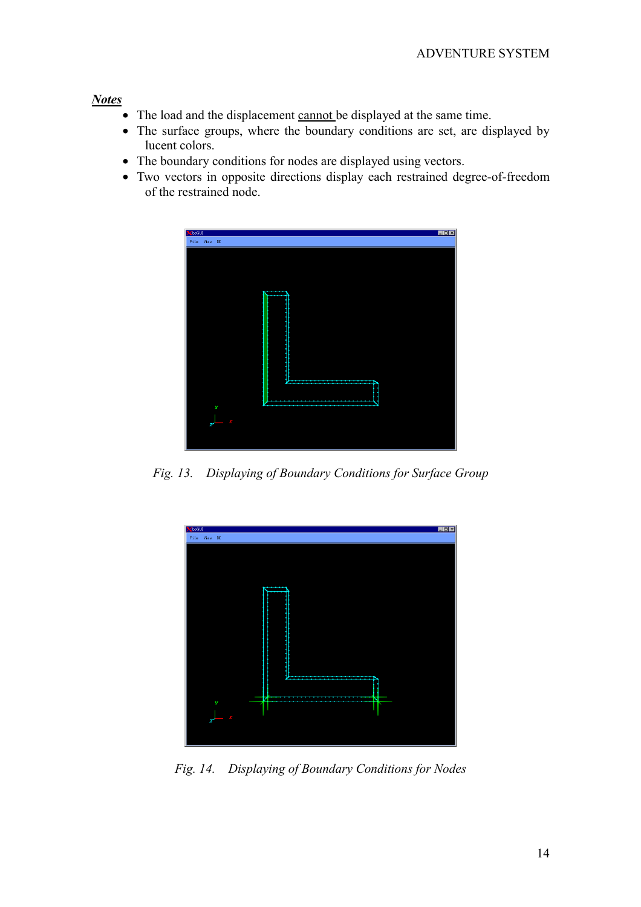***Notes***

- The load and the displacement cannot be displayed at the same time.
- The surface groups, where the boundary conditions are set, are displayed by lucent colors.
- The boundary conditions for nodes are displayed using vectors.
- Two vectors in opposite directions display each restrained degree-of-freedom of the restrained node.

*Fig. 13. Displaying of Boundary Conditions for Surface Group*

*Fig. 14. Displaying of Boundary Conditions for Nodes*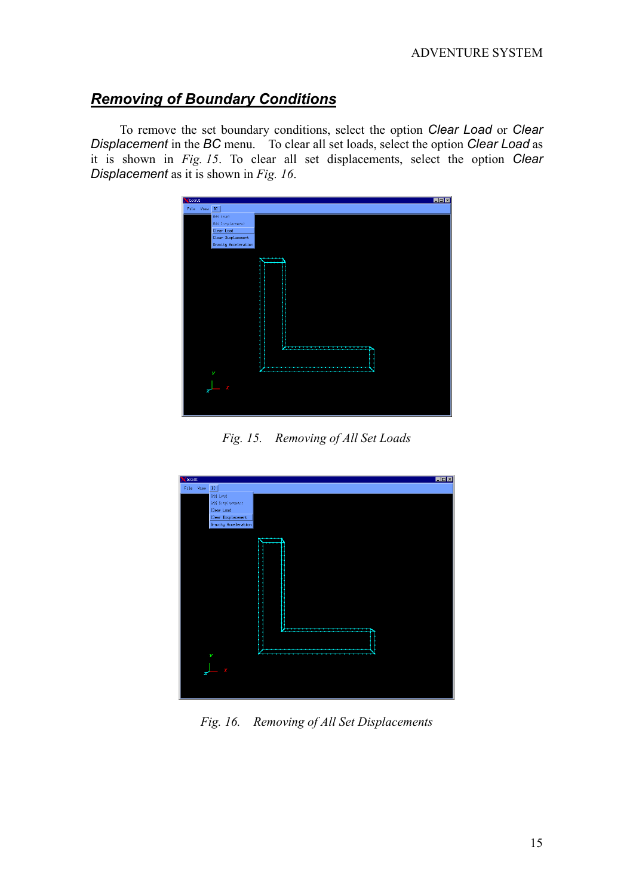## *Removing of Boundary Conditions*

To remove the set boundary conditions, select the option *Clear Load* or *Clear Displacement* in the *BC* menu. To clear all set loads, select the option *Clear Load* as it is shown in *Fig. 15*. To clear all set displacements, select the option *Clear Displacement* as it is shown in *Fig. 16*.

*Fig. 15. Removing of All Set Loads*

*Fig. 16. Removing of All Set Displacements*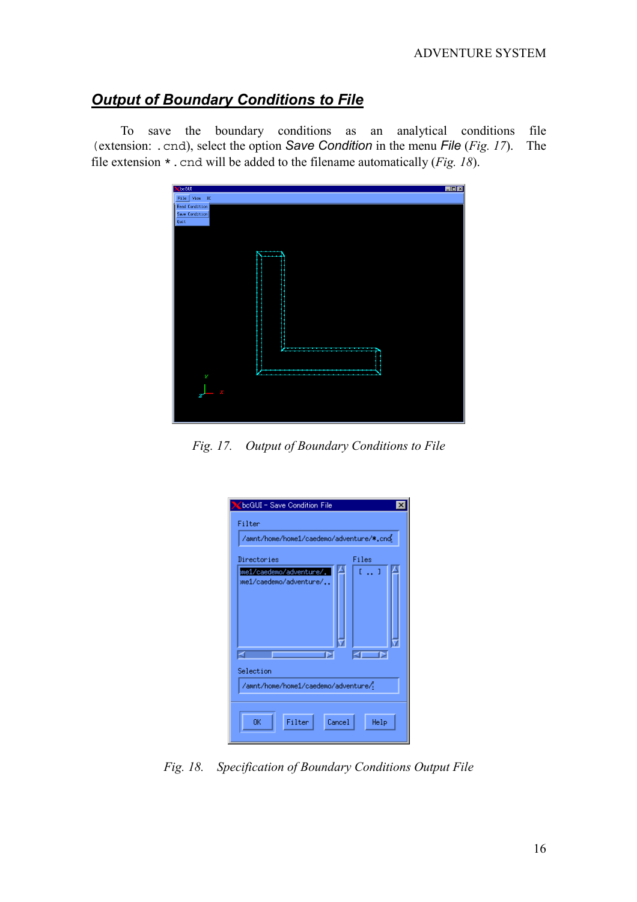## *Output of Boundary Conditions to File*

To save the boundary conditions as an analytical conditions file (extension: `.cnd`), select the option *Save Condition* in the menu *File* (*Fig. 17*). The file extension `*.cnd` will be added to the filename automatically (*Fig. 18*).

*Fig. 17. Output of Boundary Conditions to File*

*Fig. 18. Specification of Boundary Conditions Output File*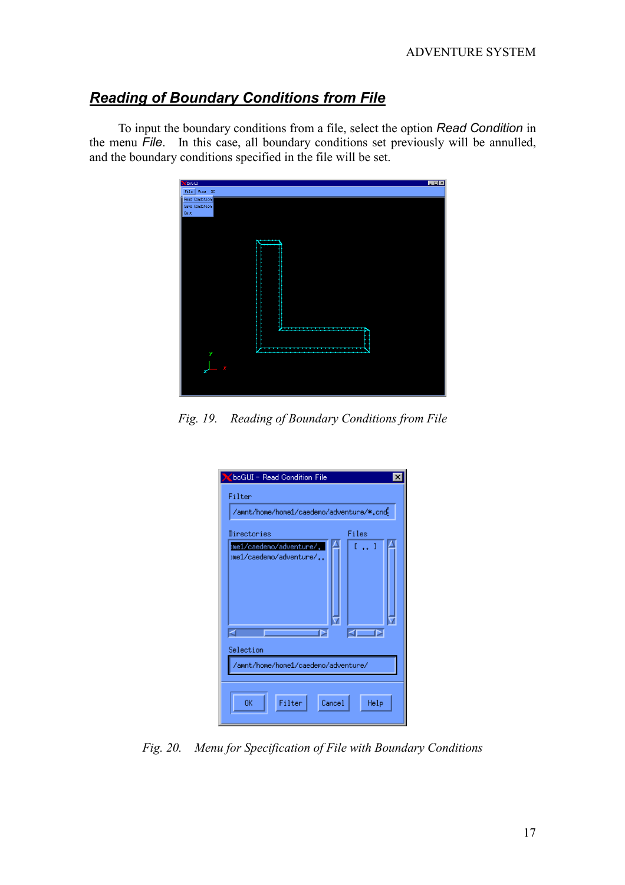## Reading of Boundary Conditions from File

To input the boundary conditions from a file, select the option *Read Condition* in the menu *File*. In this case, all boundary conditions set previously will be annulled, and the boundary conditions specified in the file will be set.

*Fig. 19. Reading of Boundary Conditions from File*

*Fig. 20. Menu for Specification of File with Boundary Conditions*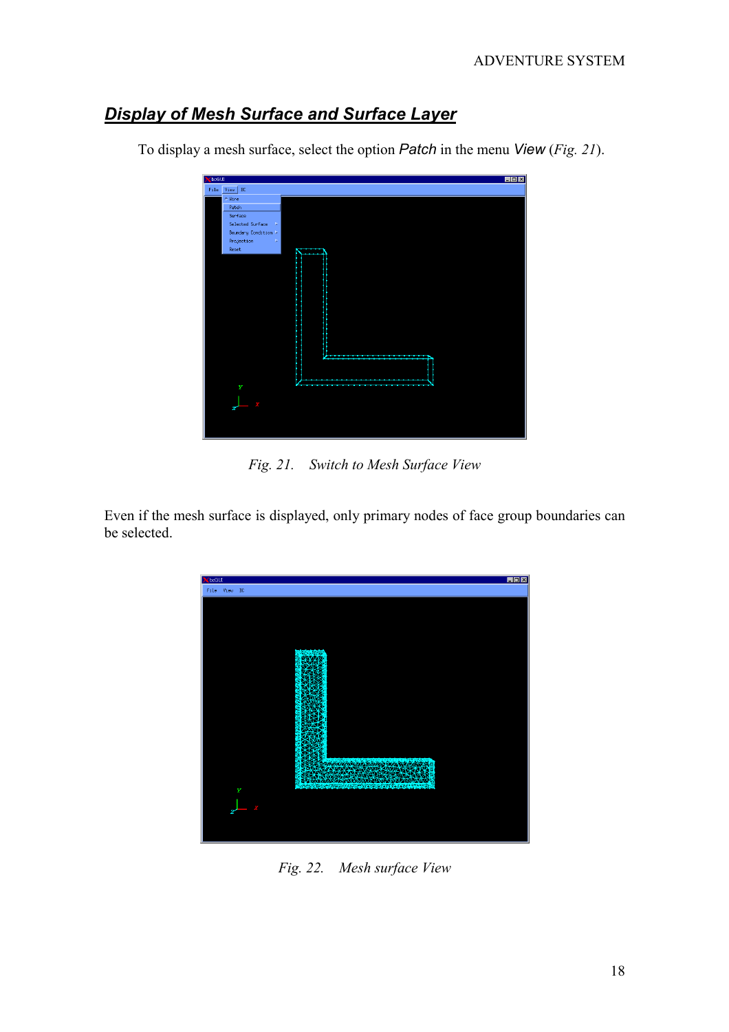## ***Display of Mesh Surface and Surface Layer***

To display a mesh surface, select the option *Patch* in the menu *View* (*Fig. 21*).

*Fig. 21. Switch to Mesh Surface View*

Even if the mesh surface is displayed, only primary nodes of face group boundaries can be selected.

*Fig. 22. Mesh surface View*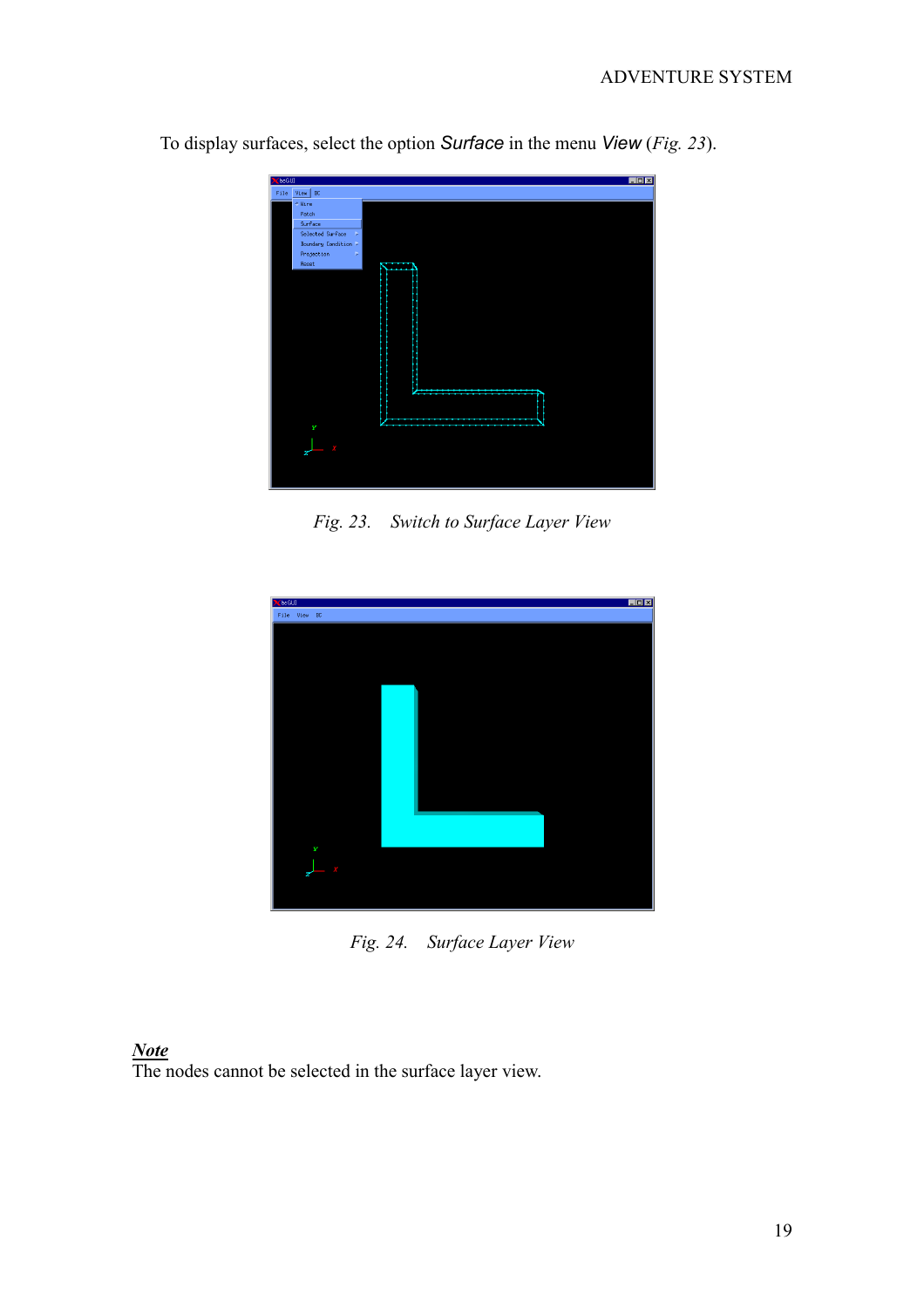To display surfaces, select the option *Surface* in the menu *View* (*Fig. 23*).

*Fig. 23. Switch to Surface Layer View*

*Fig. 24. Surface Layer View*

***Note***
The nodes cannot be selected in the surface layer view.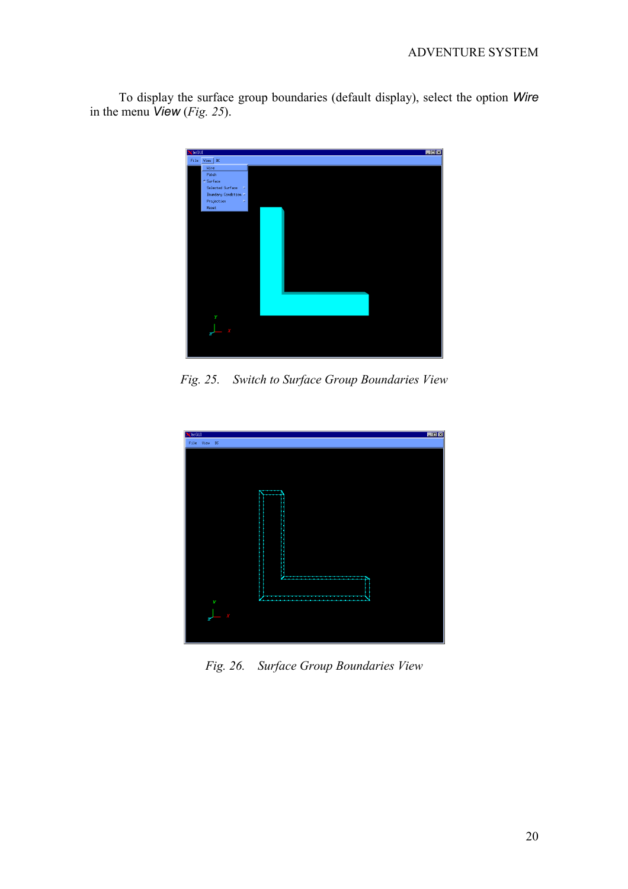To display the surface group boundaries (default display), select the option *Wire* in the menu *View* (*Fig. 25*).

*Fig. 25. Switch to Surface Group Boundaries View*

*Fig. 26. Surface Group Boundaries View*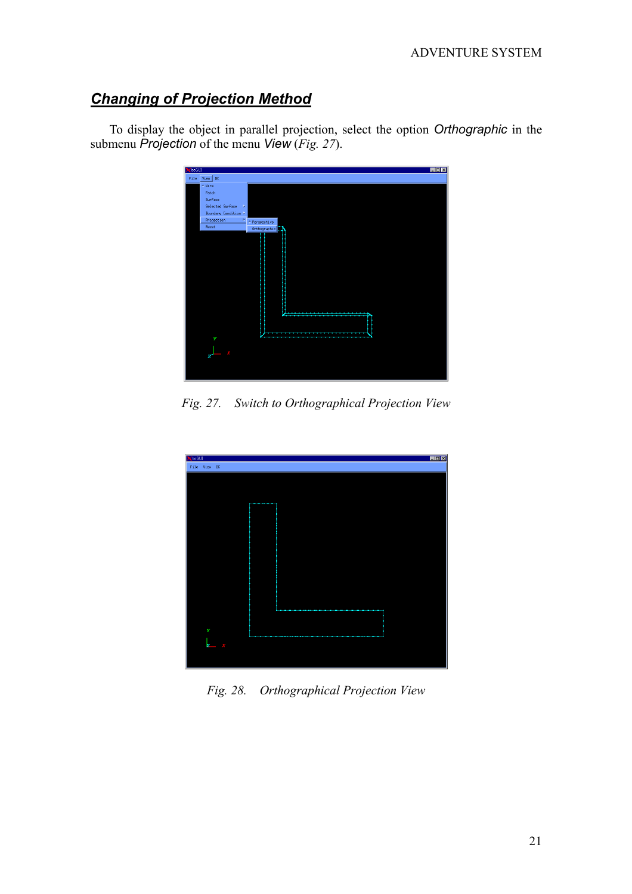## ***Changing of Projection Method***

To display the object in parallel projection, select the option *Orthographic* in the submenu *Projection* of the menu *View* (*Fig. 27*).

*Fig. 27.    Switch to Orthographical Projection View*

*Fig. 28.    Orthographical Projection View*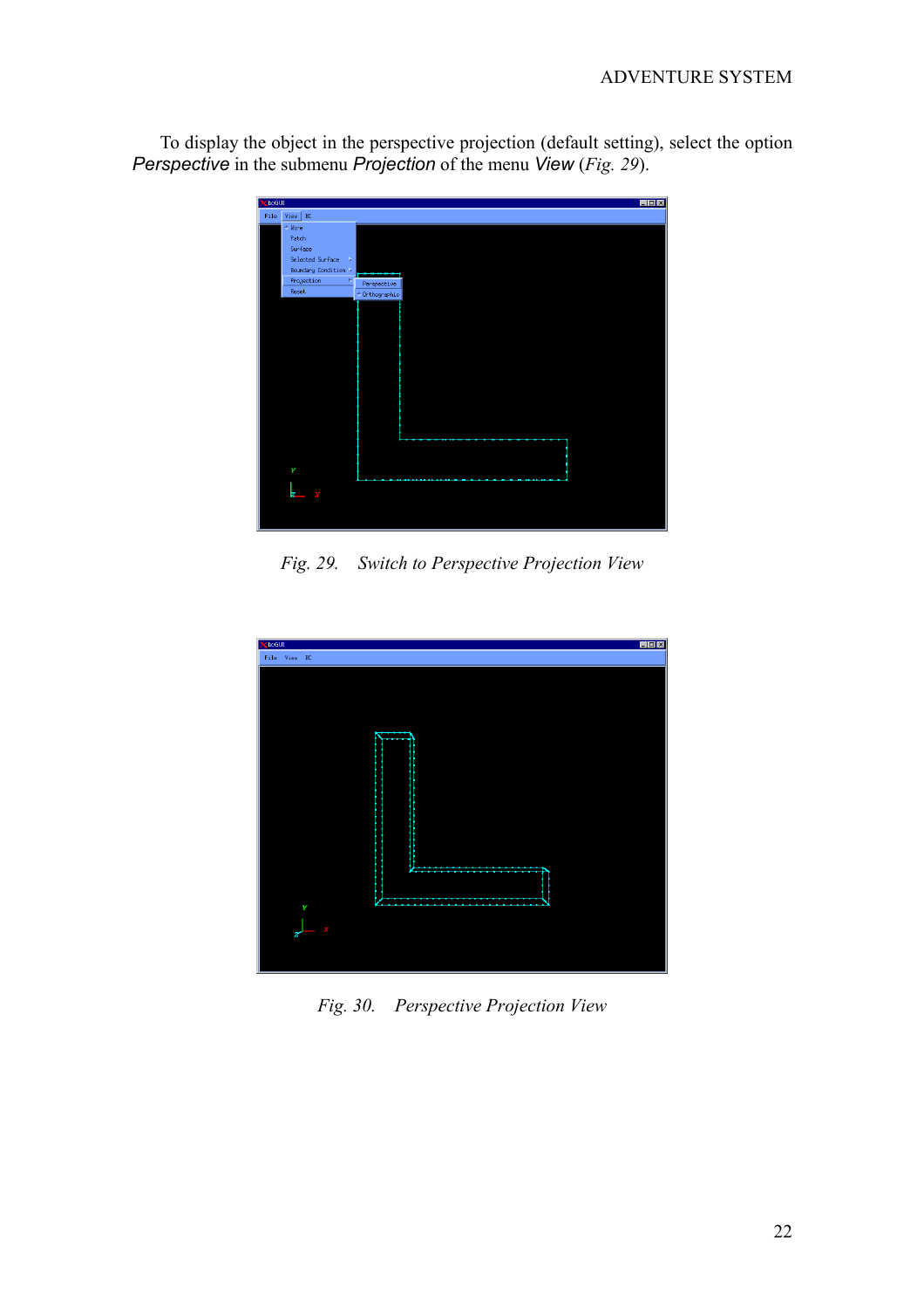To display the object in the perspective projection (default setting), select the option *Perspective* in the submenu *Projection* of the menu *View* (*Fig. 29*).

*Fig. 29. Switch to Perspective Projection View*

*Fig. 30. Perspective Projection View*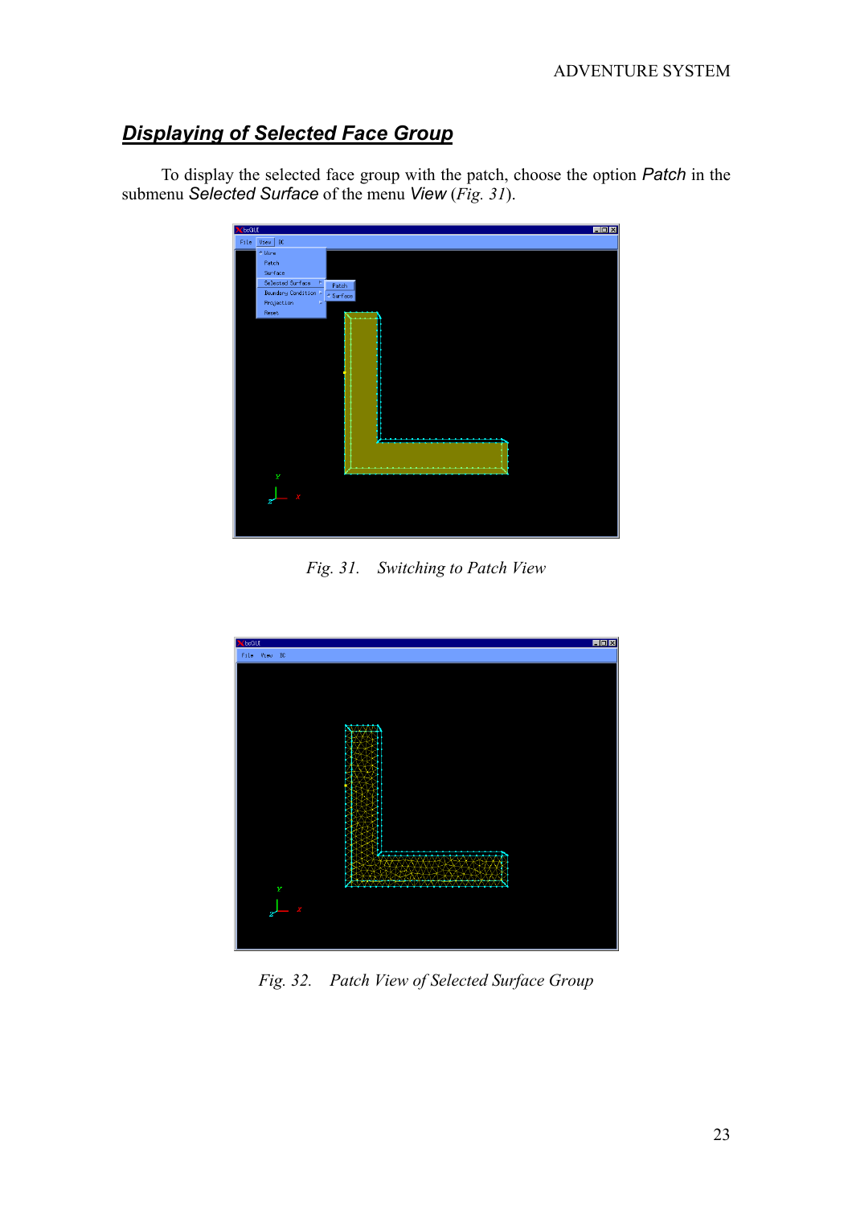## Displaying of Selected Face Group

To display the selected face group with the patch, choose the option *Patch* in the submenu *Selected Surface* of the menu *View* (*Fig. 31*).

*Fig. 31. Switching to Patch View*

*Fig. 32. Patch View of Selected Surface Group*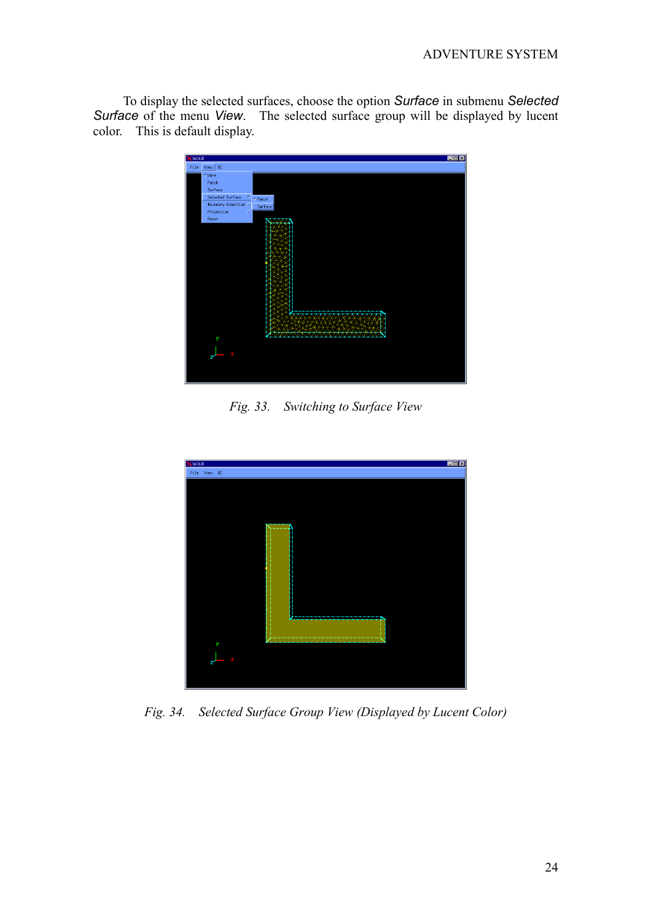To display the selected surfaces, choose the option *Surface* in submenu *Selected Surface* of the menu *View*. The selected surface group will be displayed by lucent color. This is default display.

*Fig. 33. Switching to Surface View*

*Fig. 34. Selected Surface Group View (Displayed by Lucent Color)*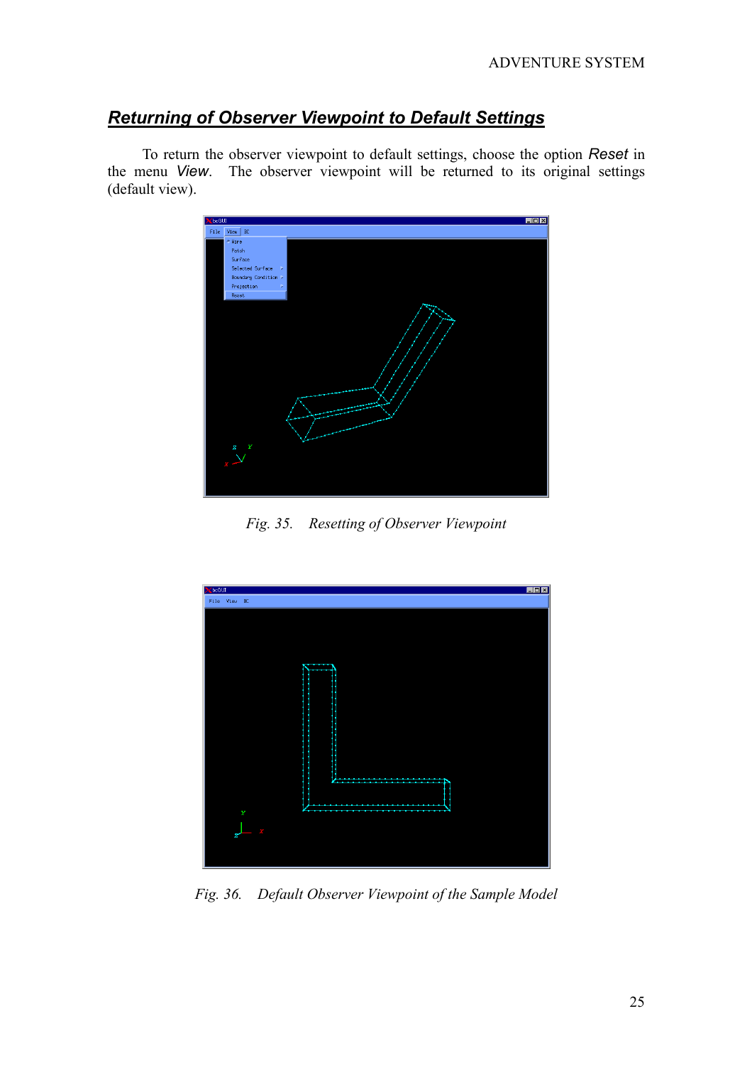## Returning of Observer Viewpoint to Default Settings

To return the observer viewpoint to default settings, choose the option *Reset* in the menu *View*. The observer viewpoint will be returned to its original settings (default view).

*Fig. 35. Resetting of Observer Viewpoint*

*Fig. 36. Default Observer Viewpoint of the Sample Model*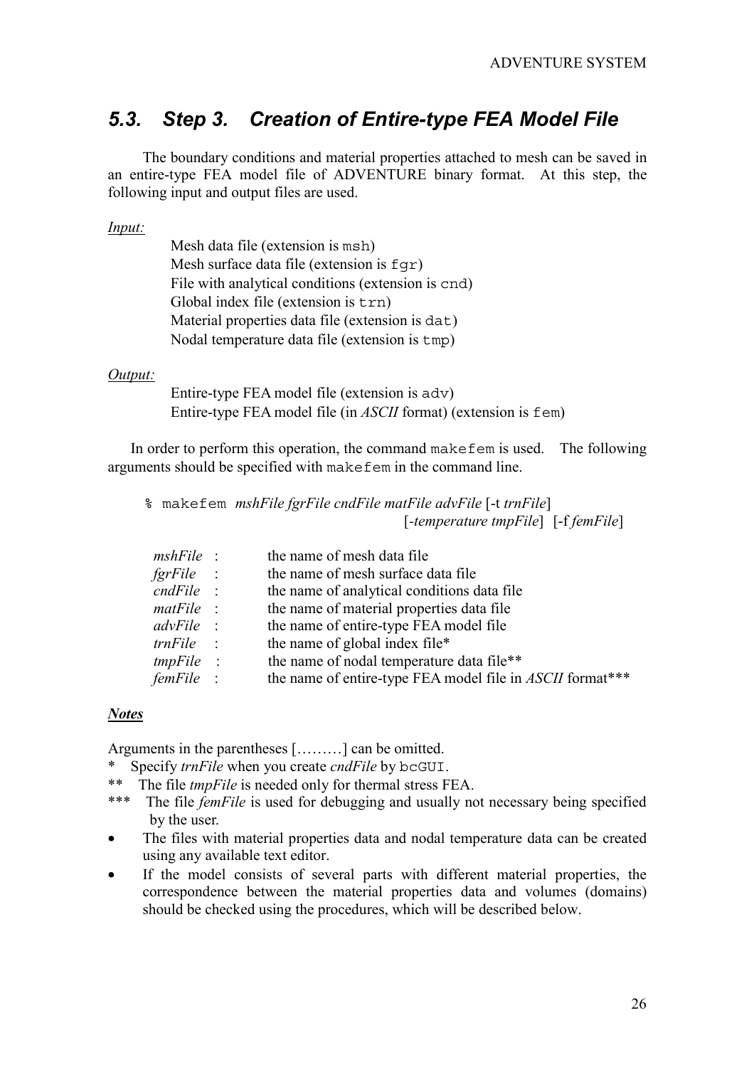## 5.3. Step 3. Creation of Entire-type FEA Model File

The boundary conditions and material properties attached to mesh can be saved in an entire-type FEA model file of ADVENTURE binary format. At this step, the following input and output files are used.

*Input:*

- Mesh data file (extension is `msh`)
- Mesh surface data file (extension is `fgr`)
- File with analytical conditions (extension is `cnd`)
- Global index file (extension is `trn`)
- Material properties data file (extension is `dat`)
- Nodal temperature data file (extension is `tmp`)

*Output:*

- Entire-type FEA model file (extension is `adv`)
- Entire-type FEA model file (in *ASCII* format) (extension is `fem`)

In order to perform this operation, the command `makefem` is used. The following arguments should be specified with `makefem` in the command line.

```
% makefem mshFile fgrFile cndFile matFile advFile [-t trnFile]
                                         [-temperature tmpFile] [-f femFile]
```

| | | |
|---|---|---|
| *mshFile* | : | the name of mesh data file |
| *fgrFile* | : | the name of mesh surface data file |
| *cndFile* | : | the name of analytical conditions data file |
| *matFile* | : | the name of material properties data file |
| *advFile* | : | the name of entire-type FEA model file |
| *trnFile* | : | the name of global index file* |
| *tmpFile* | : | the name of nodal temperature data file** |
| *femFile* | : | the name of entire-type FEA model file in *ASCII* format*** |

***Notes***

Arguments in the parentheses [………] can be omitted.

\* Specify *trnFile* when you create *cndFile* by `bcGUI`.

\*\* The file *tmpFile* is needed only for thermal stress FEA.

\*\*\* The file *femFile* is used for debugging and usually not necessary being specified by the user.

- The files with material properties data and nodal temperature data can be created using any available text editor.
- If the model consists of several parts with different material properties, the correspondence between the material properties data and volumes (domains) should be checked using the procedures, which will be described below.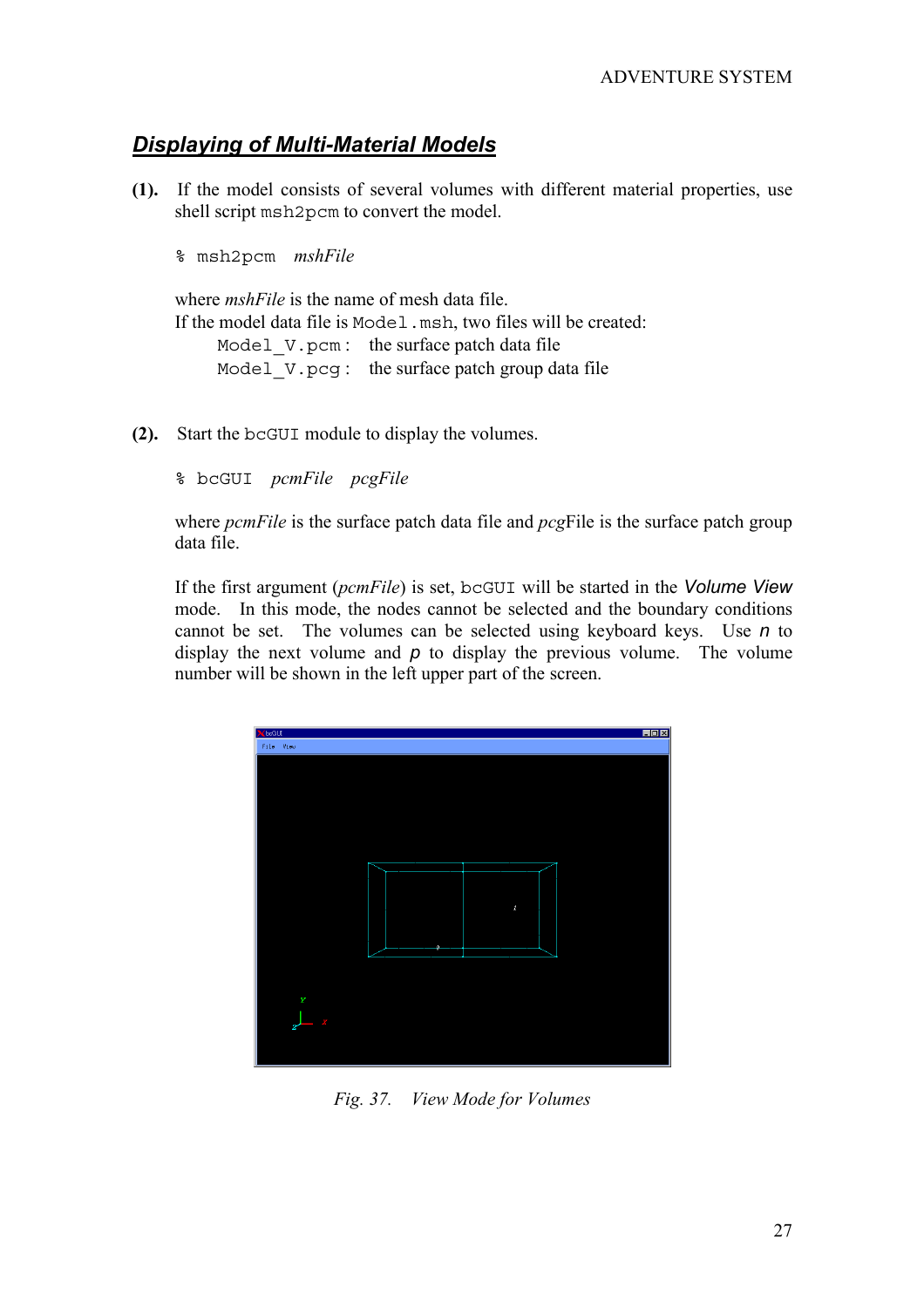## Displaying of Multi-Material Models

**(1).** If the model consists of several volumes with different material properties, use shell script `msh2pcm` to convert the model.

```
% msh2pcm   mshFile
```

where *mshFile* is the name of mesh data file.
If the model data file is `Model.msh`, two files will be created:

- `Model_V.pcm` : the surface patch data file
- `Model_V.pcg` : the surface patch group data file

**(2).** Start the `bcGUI` module to display the volumes.

```
% bcGUI   pcmFile   pcgFile
```

where *pcmFile* is the surface patch data file and *pcg*File is the surface patch group data file.

If the first argument (*pcmFile*) is set, `bcGUI` will be started in the *Volume View* mode. In this mode, the nodes cannot be selected and the boundary conditions cannot be set. The volumes can be selected using keyboard keys. Use *n* to display the next volume and *p* to display the previous volume. The volume number will be shown in the left upper part of the screen.

*Fig. 37. View Mode for Volumes*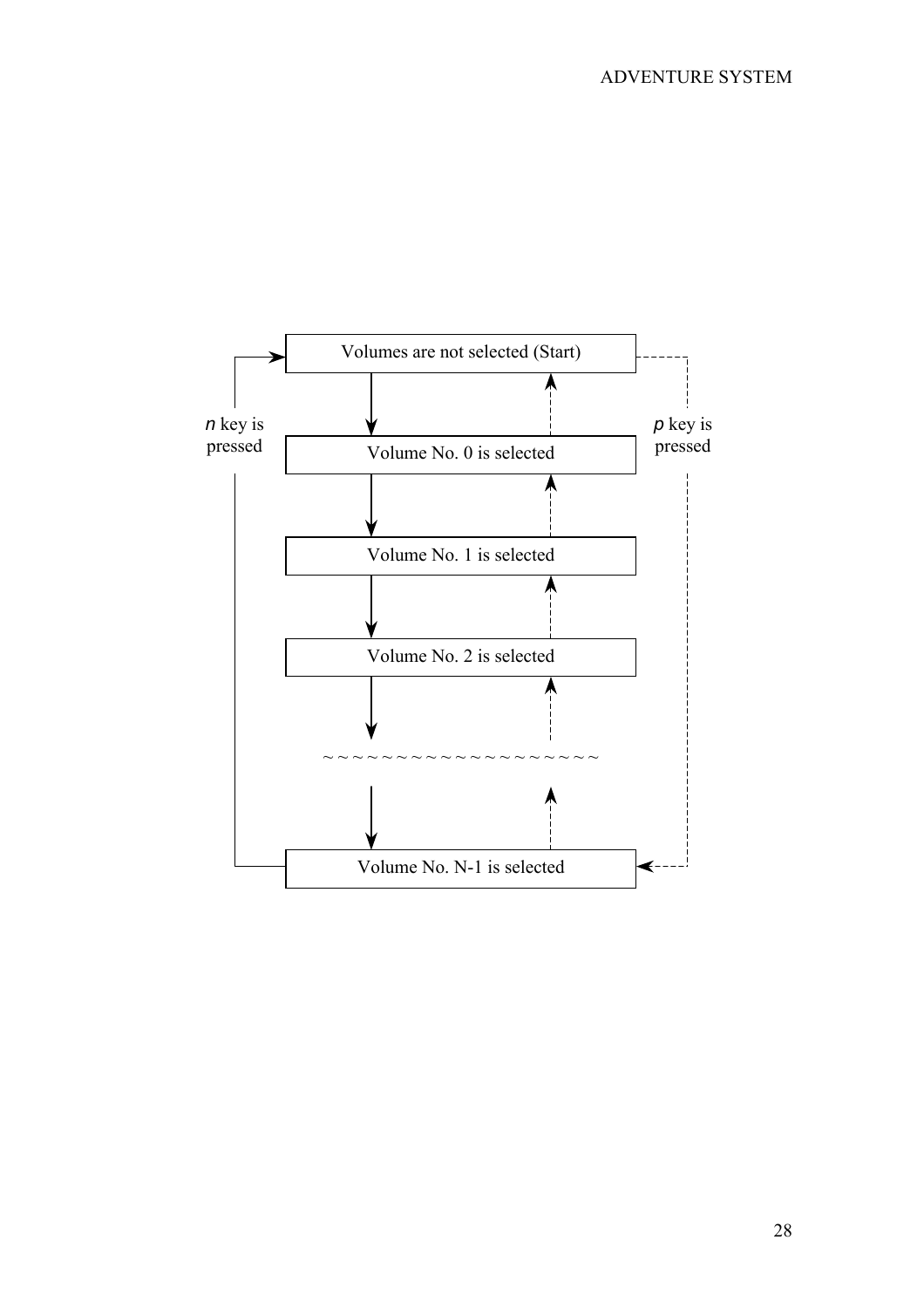Volumes are not selected (Start)

*n* key is pressed

*p* key is pressed

Volume No. 0 is selected

Volume No. 1 is selected

Volume No. 2 is selected

~ ~ ~ ~ ~ ~ ~ ~ ~ ~ ~ ~ ~ ~ ~ ~ ~ ~ ~ ~

Volume No. N-1 is selected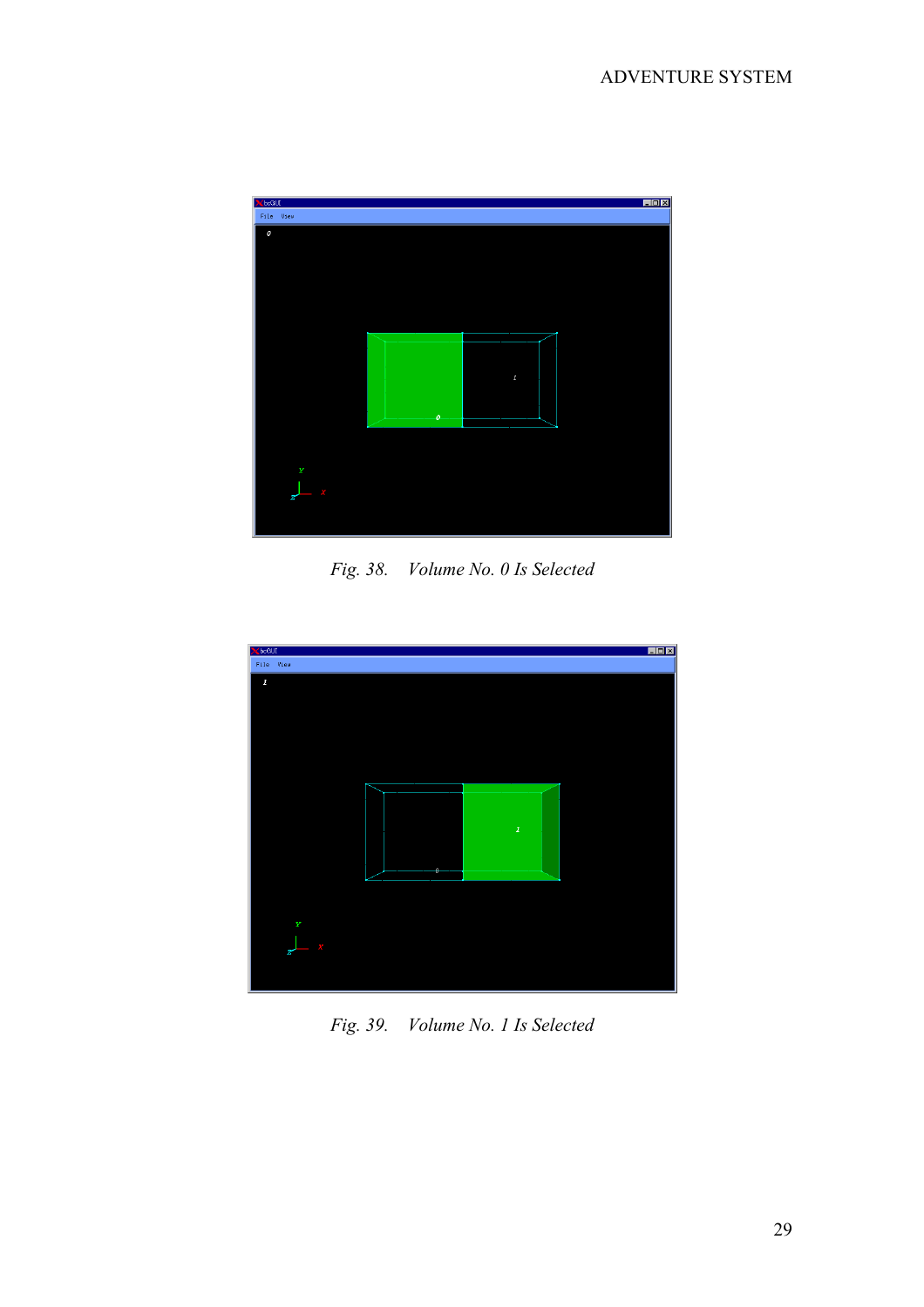Fig. 38. Volume No. 0 Is Selected

Fig. 39. Volume No. 1 Is Selected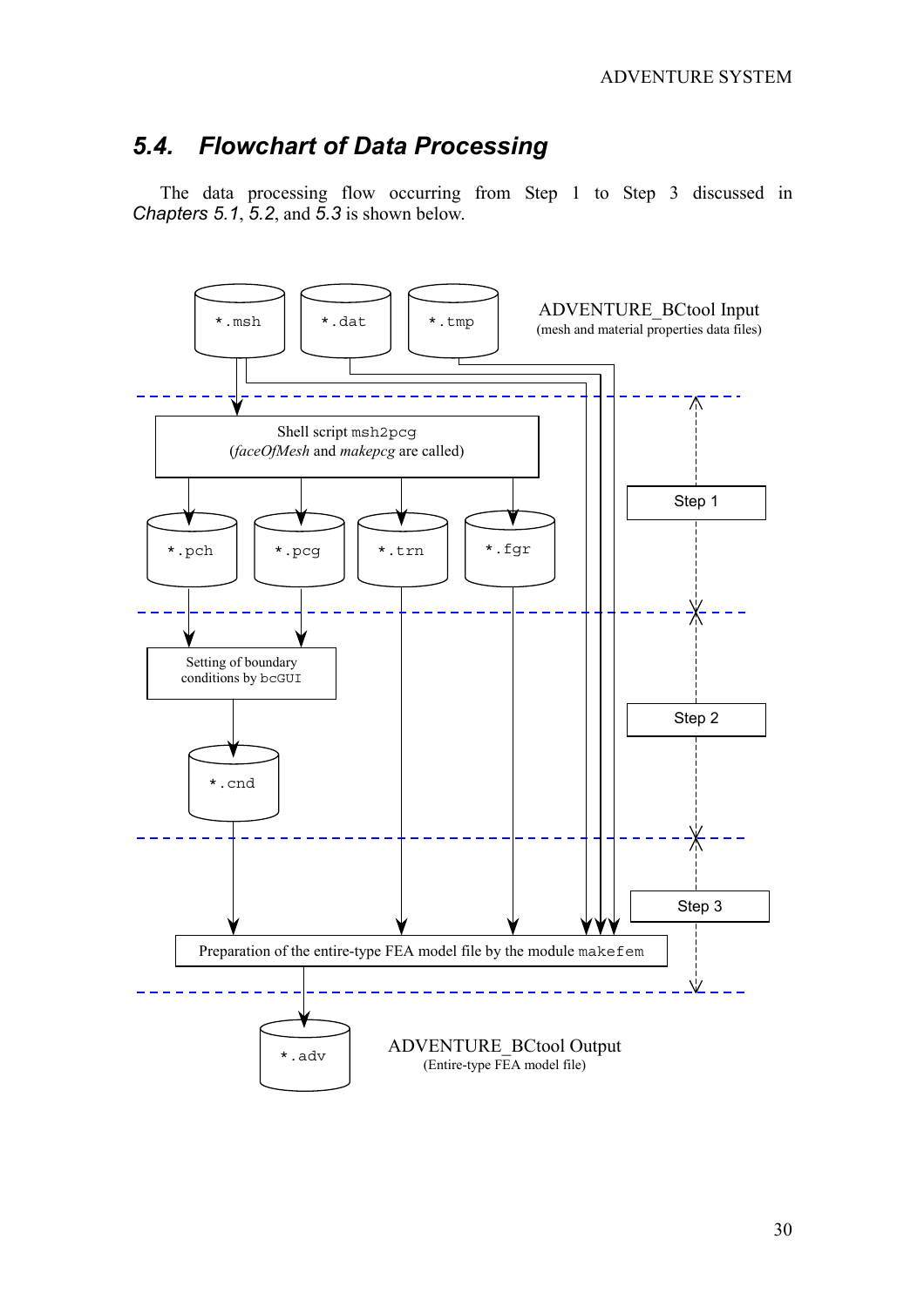## 5.4. Flowchart of Data Processing

The data processing flow occurring from Step 1 to Step 3 discussed in *Chapters 5.1*, *5.2*, and *5.3* is shown below.

*.msh

*.dat

*.tmp

ADVENTURE_BCtool Input
(mesh and material properties data files)

Shell script msh2pcg
(*faceOfMesh* and *makepcg* are called)

Step 1

*.pch

*.pcg

*.trn

*.fgr

Setting of boundary conditions by bcGUI

Step 2

*.cnd

Step 3

Preparation of the entire-type FEA model file by the module makefem

*.adv

ADVENTURE_BCtool Output
(Entire-type FEA model file)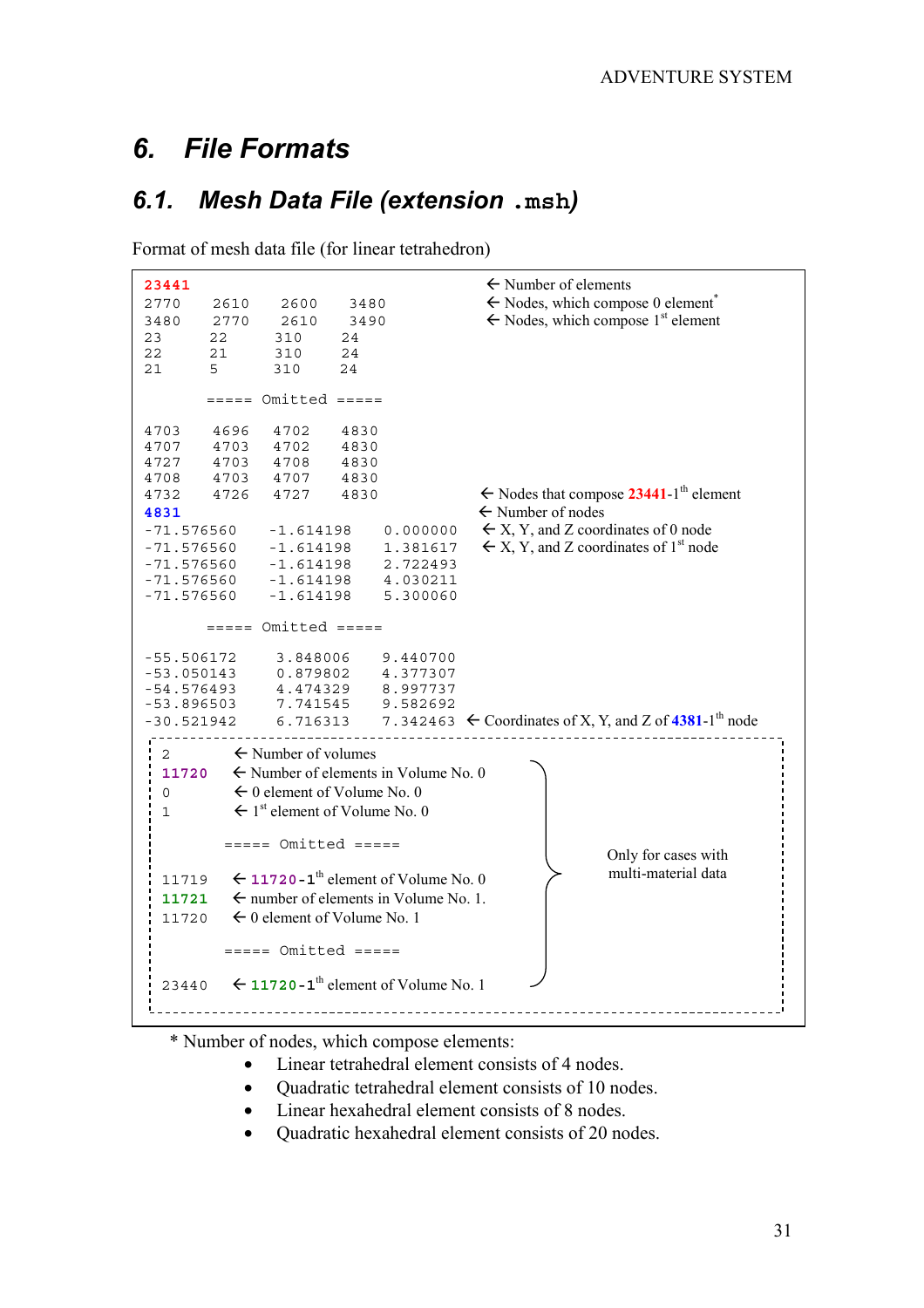# 6. File Formats

## 6.1. Mesh Data File (extension `.msh`)

Format of mesh data file (for linear tetrahedron)

```
23441                                    ← Number of elements
2770    2610    2600    3480             ← Nodes, which compose 0 element*
3480    2770    2610    3490             ← Nodes, which compose 1st element
23      22      310     24
22      21      310     24
21      5       310     24

        ===== Omitted =====

4703    4696    4702    4830
4707    4703    4702    4830
4727    4703    4708    4830
4708    4703    4707    4830
4732    4726    4727    4830             ← Nodes that compose 23441-1th element
4831                                     ← Number of nodes
-71.576560    -1.614198    0.000000      ← X, Y, and Z coordinates of 0 node
-71.576560    -1.614198    1.381617      ← X, Y, and Z coordinates of 1st node
-71.576560    -1.614198    2.722493
-71.576560    -1.614198    4.030211
-71.576560    -1.614198    5.300060

        ===== Omitted =====

-55.506172    3.848006    9.440700
-53.050143    0.879802    4.377307
-54.576493    4.474329    8.997737
-53.896503    7.741545    9.582692
-30.521942    6.716313    7.342463    ← Coordinates of X, Y, and Z of 4381-1th node
```

Only for cases with multi-material data:

```
2        ← Number of volumes
11720    ← Number of elements in Volume No. 0
0        ← 0 element of Volume No. 0
1        ← 1st element of Volume No. 0

        ===== Omitted =====

11719    ← 11720-1th element of Volume No. 0
11721    ← number of elements in Volume No. 1.
11720    ← 0 element of Volume No. 1

        ===== Omitted =====

23440    ← 11720-1th element of Volume No. 1
```

\* Number of nodes, which compose elements:

- Linear tetrahedral element consists of 4 nodes.
- Quadratic tetrahedral element consists of 10 nodes.
- Linear hexahedral element consists of 8 nodes.
- Quadratic hexahedral element consists of 20 nodes.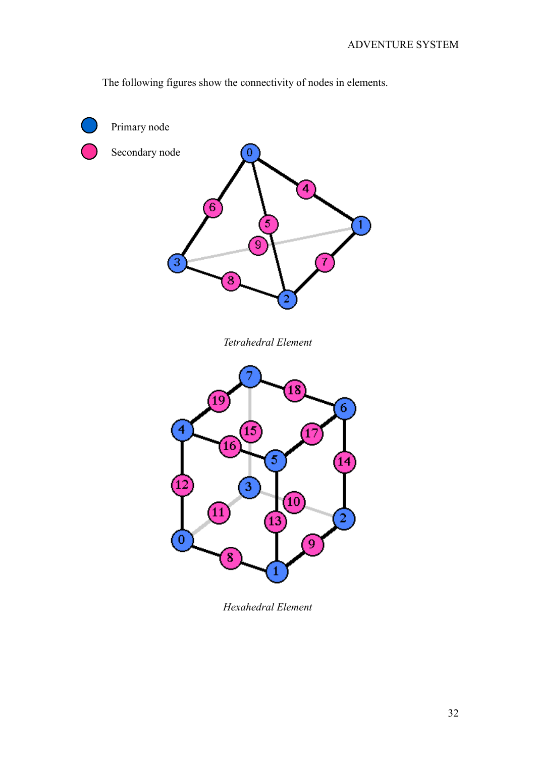The following figures show the connectivity of nodes in elements.

Primary node

Secondary node

*Tetrahedral Element*

*Hexahedral Element*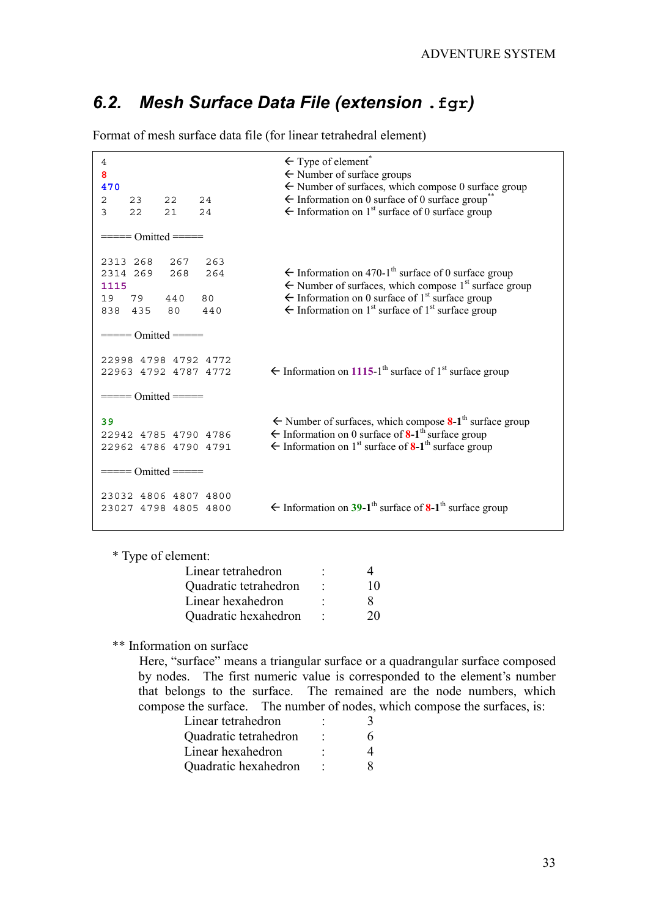## 6.2. *Mesh Surface Data File (extension `.fgr`)*

Format of mesh surface data file (for linear tetrahedral element)

```
4                          ← Type of element*
8                          ← Number of surface groups
470                        ← Number of surfaces, which compose 0 surface group
2    23   22   24          ← Information on 0 surface of 0 surface group**
3    22   21   24          ← Information on 1st surface of 0 surface group

===== Omitted =====

2313 268   267  263
2314 269   268  264        ← Information on 470-1th surface of 0 surface group
1115                       ← Number of surfaces, which compose 1st surface group
19   79   440  80          ← Information on 0 surface of 1st surface group
838  435  80   440         ← Information on 1st surface of 1st surface group

===== Omitted =====

22998 4798 4792 4772
22963 4792 4787 4772       ← Information on 1115-1th surface of 1st surface group

===== Omitted =====

39                         ← Number of surfaces, which compose 8-1th surface group
22942 4785 4790 4786       ← Information on 0 surface of 8-1th surface group
22962 4786 4790 4791       ← Information on 1st surface of 8-1th surface group

===== Omitted =====

23032 4806 4807 4800
23027 4798 4805 4800       ← Information on 39-1th surface of 8-1th surface group
```

\* Type of element:

| | | |
|---|---|---|
| Linear tetrahedron | : | 4 |
| Quadratic tetrahedron | : | 10 |
| Linear hexahedron | : | 8 |
| Quadratic hexahedron | : | 20 |

\*\* Information on surface

Here, "surface" means a triangular surface or a quadrangular surface composed by nodes. The first numeric value is corresponded to the element's number that belongs to the surface. The remained are the node numbers, which compose the surface. The number of nodes, which compose the surfaces, is:

| | | |
|---|---|---|
| Linear tetrahedron | : | 3 |
| Quadratic tetrahedron | : | 6 |
| Linear hexahedron | : | 4 |
| Quadratic hexahedron | : | 8 |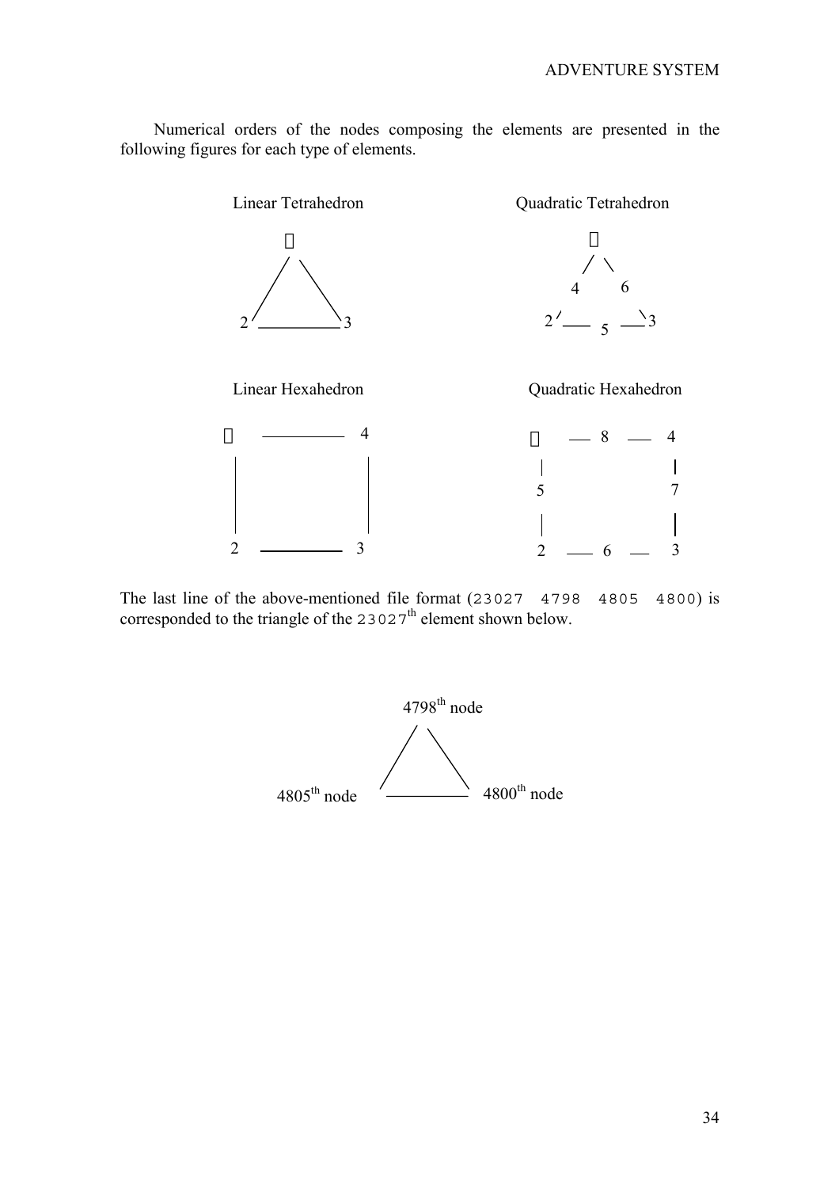Numerical orders of the nodes composing the elements are presented in the following figures for each type of elements.

Linear Tetrahedron

Quadratic Tetrahedron

Linear Hexahedron

Quadratic Hexahedron

The last line of the above-mentioned file format (`23027 4798 4805 4800`) is corresponded to the triangle of the `23027`th element shown below.

4798th node

4805th node

4800th node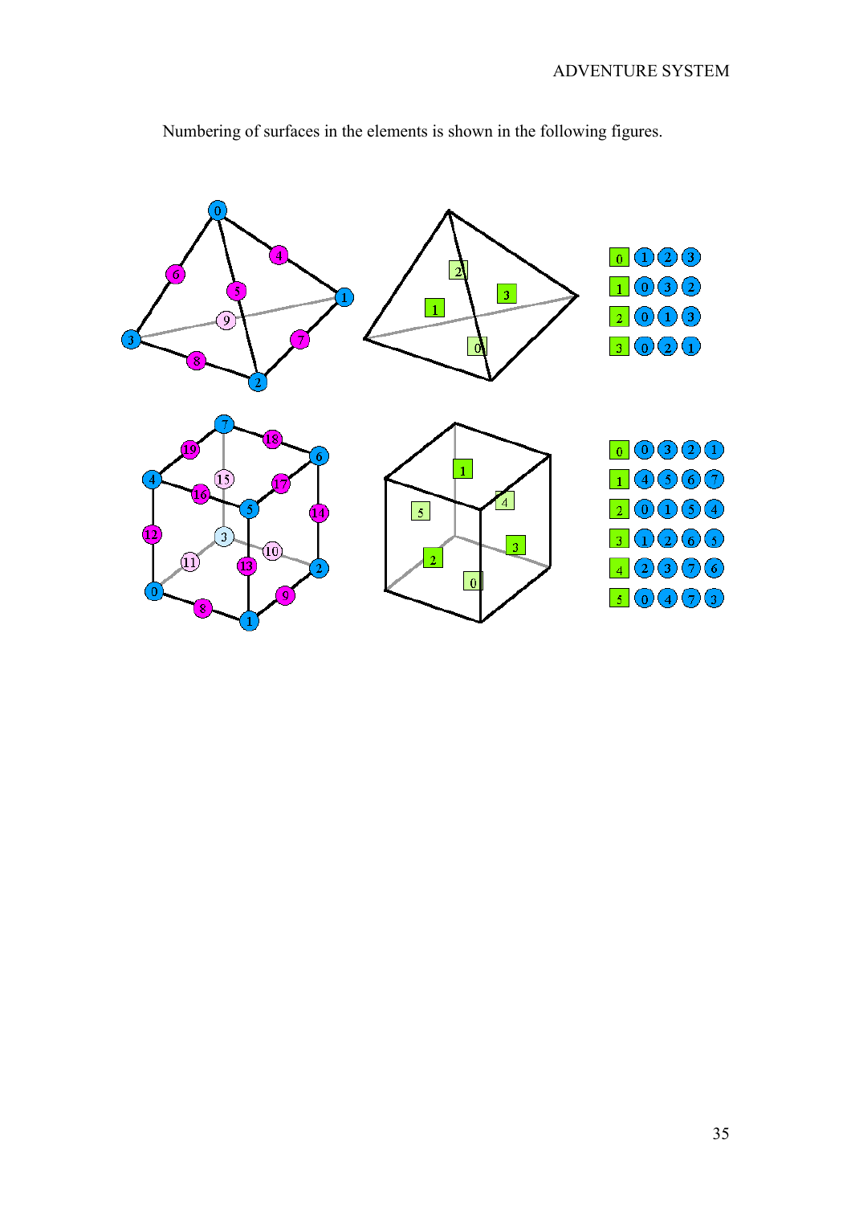Numbering of surfaces in the elements is shown in the following figures.

| Surface | Nodes |
|---|---|
| 0 | 1 2 3 |
| 1 | 0 3 2 |
| 2 | 0 1 3 |
| 3 | 0 2 1 |

| Surface | Nodes |
|---|---|
| 0 | 0 3 2 1 |
| 1 | 4 5 6 7 |
| 2 | 0 1 5 4 |
| 3 | 1 2 6 5 |
| 4 | 2 3 7 6 |
| 5 | 0 4 7 3 |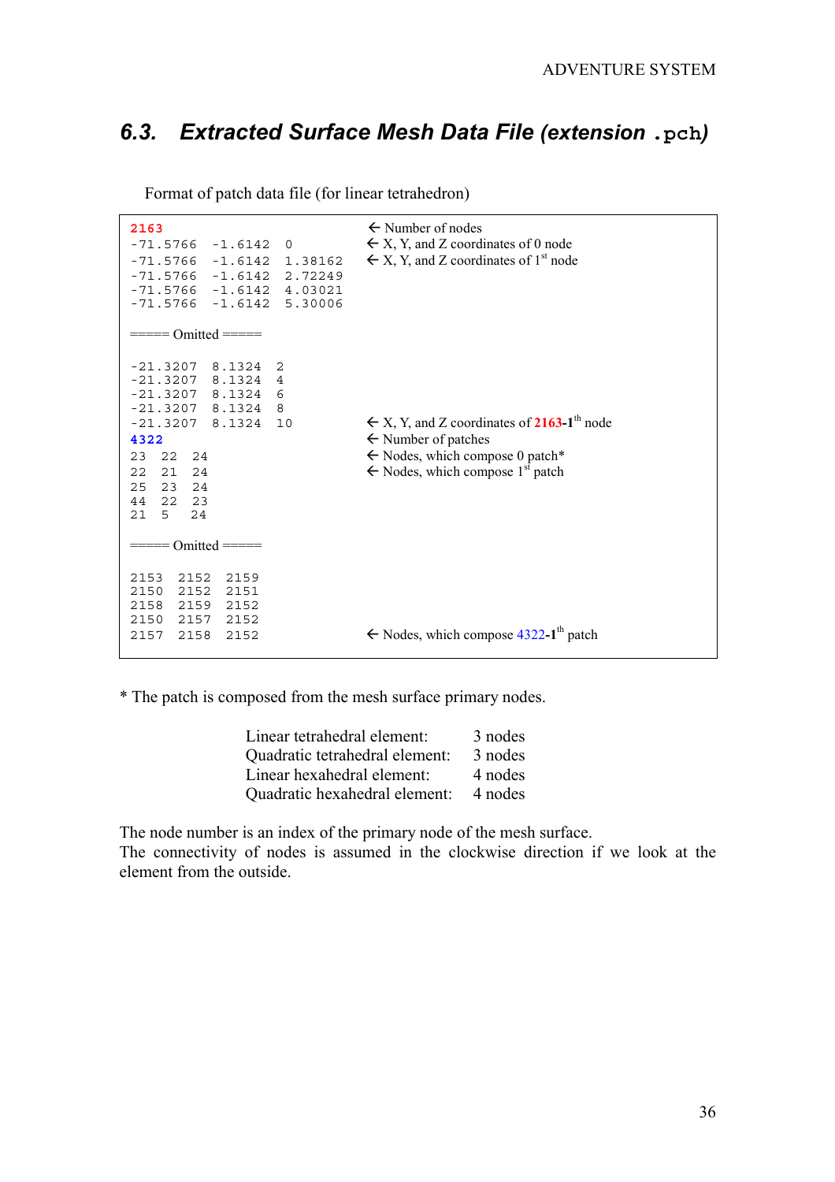## 6.3. *Extracted Surface Mesh Data File (extension `.pch`)*

Format of patch data file (for linear tetrahedron)

```
2163                                  ← Number of nodes
-71.5766  -1.6142  0                  ← X, Y, and Z coordinates of 0 node
-71.5766  -1.6142  1.38162            ← X, Y, and Z coordinates of 1st node
-71.5766  -1.6142  2.72249
-71.5766  -1.6142  4.03021
-71.5766  -1.6142  5.30006

===== Omitted =====

-21.3207  8.1324  2
-21.3207  8.1324  4
-21.3207  8.1324  6
-21.3207  8.1324  8
-21.3207  8.1324  10                  ← X, Y, and Z coordinates of 2163-1th node
4322                                  ← Number of patches
23  22  24                            ← Nodes, which compose 0 patch*
22  21  24                            ← Nodes, which compose 1st patch
25  23  24
44  22  23
21  5   24

===== Omitted =====

2153  2152  2159
2150  2152  2151
2158  2159  2152
2150  2157  2152
2157  2158  2152                      ← Nodes, which compose 4322-1th patch
```

* The patch is composed from the mesh surface primary nodes.

| | |
|---|---|
| Linear tetrahedral element: | 3 nodes |
| Quadratic tetrahedral element: | 3 nodes |
| Linear hexahedral element: | 4 nodes |
| Quadratic hexahedral element: | 4 nodes |

The node number is an index of the primary node of the mesh surface.
The connectivity of nodes is assumed in the clockwise direction if we look at the element from the outside.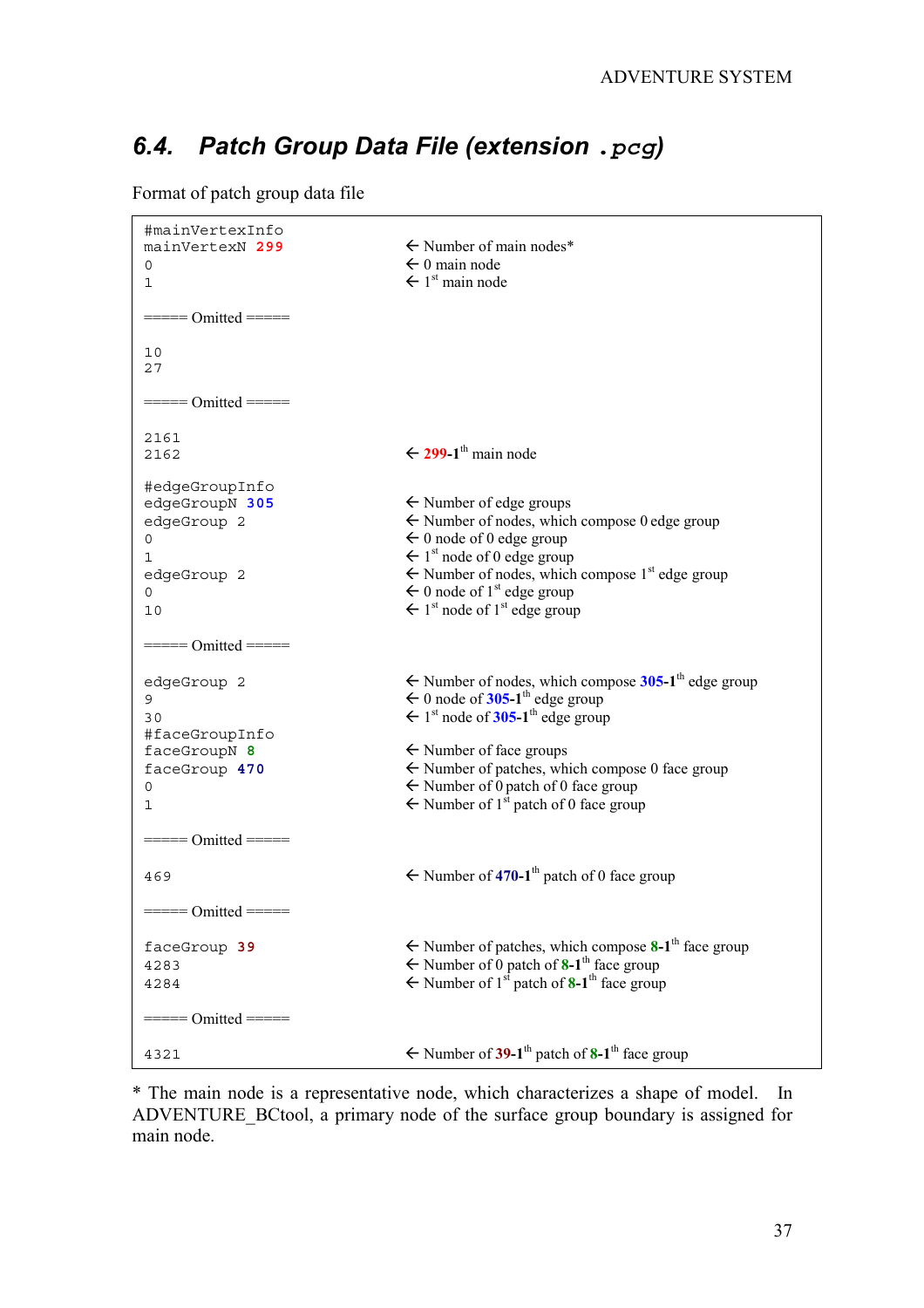## 6.4. Patch Group Data File (extension `.pcg`)

Format of patch group data file

```
#mainVertexInfo
mainVertexN 299                ← Number of main nodes*
0                              ← 0 main node
1                              ← 1st main node

===== Omitted =====

10
27

===== Omitted =====

2161
2162                           ← 299-1th main node

#edgeGroupInfo
edgeGroupN 305                 ← Number of edge groups
edgeGroup 2                    ← Number of nodes, which compose 0 edge group
0                              ← 0 node of 0 edge group
1                              ← 1st node of 0 edge group
edgeGroup 2                    ← Number of nodes, which compose 1st edge group
0                              ← 0 node of 1st edge group
10                             ← 1st node of 1st edge group

===== Omitted =====

edgeGroup 2                    ← Number of nodes, which compose 305-1th edge group
9                              ← 0 node of 305-1th edge group
30                             ← 1st node of 305-1th edge group
#faceGroupInfo
faceGroupN 8                   ← Number of face groups
faceGroup 470                  ← Number of patches, which compose 0 face group
0                              ← Number of 0 patch of 0 face group
1                              ← Number of 1st patch of 0 face group

===== Omitted =====

469                            ← Number of 470-1th patch of 0 face group

===== Omitted =====

faceGroup 39                   ← Number of patches, which compose 8-1th face group
4283                           ← Number of 0 patch of 8-1th face group
4284                           ← Number of 1st patch of 8-1th face group

===== Omitted =====

4321                           ← Number of 39-1th patch of 8-1th face group
```

* The main node is a representative node, which characterizes a shape of model. In ADVENTURE_BCtool, a primary node of the surface group boundary is assigned for main node.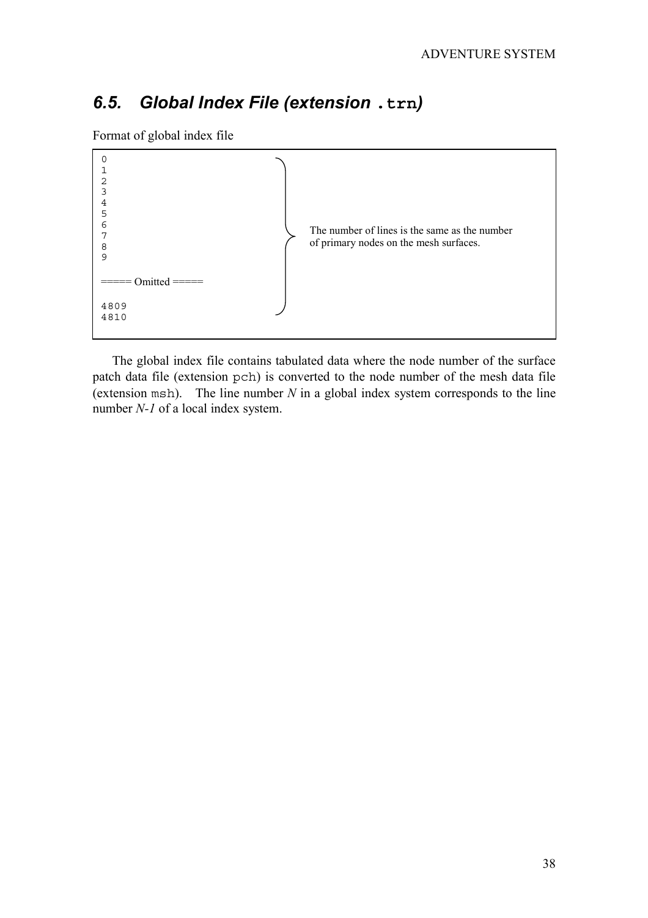## 6.5. Global Index File (extension `.trn`)

Format of global index file

```
0
1
2
3
4
5
6
7
8
9

===== Omitted =====

4809
4810
```

The number of lines is the same as the number of primary nodes on the mesh surfaces.

The global index file contains tabulated data where the node number of the surface patch data file (extension `pch`) is converted to the node number of the mesh data file (extension `msh`). The line number *N* in a global index system corresponds to the line number *N-1* of a local index system.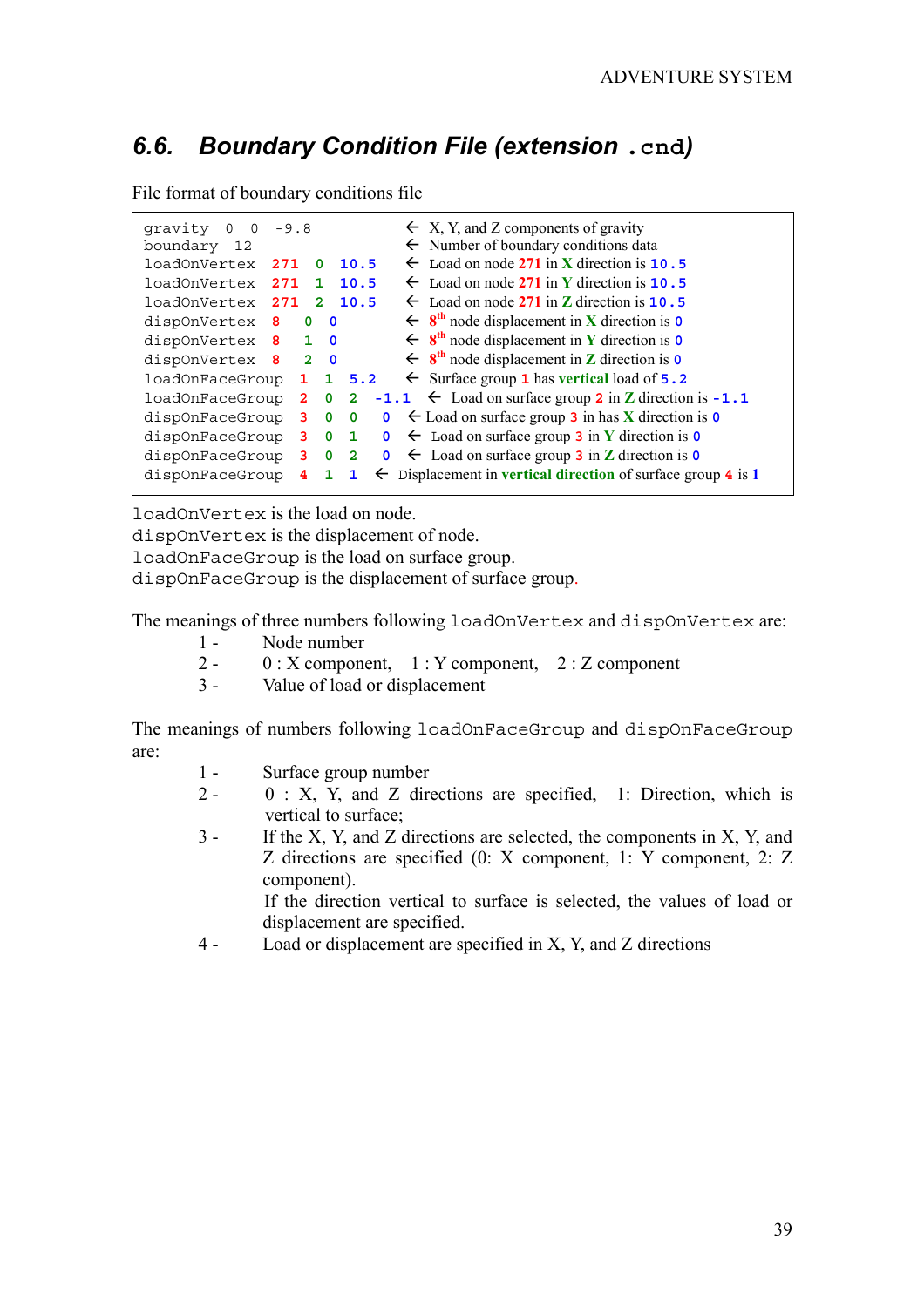## 6.6. *Boundary Condition File (extension* `.cnd`*)*

File format of boundary conditions file

```
gravity  0  0  -9.8              ← X, Y, and Z components of gravity
boundary  12                     ← Number of boundary conditions data
loadOnVertex  271  0  10.5       ← Load on node 271 in X direction is 10.5
loadOnVertex  271  1  10.5       ← Load on node 271 in Y direction is 10.5
loadOnVertex  271  2  10.5       ← Load on node 271 in Z direction is 10.5
dispOnVertex  8  0  0            ← 8th node displacement in X direction is 0
dispOnVertex  8  1  0            ← 8th node displacement in Y direction is 0
dispOnVertex  8  2  0            ← 8th node displacement in Z direction is 0
loadOnFaceGroup  1  1  5.2       ← Surface group 1 has vertical load of 5.2
loadOnFaceGroup  2  0  2  -1.1   ← Load on surface group 2 in Z direction is -1.1
dispOnFaceGroup  3  0  0  0      ← Load on surface group 3 in has X direction is 0
dispOnFaceGroup  3  0  1  0      ← Load on surface group 3 in Y direction is 0
dispOnFaceGroup  3  0  2  0      ← Load on surface group 3 in Z direction is 0
dispOnFaceGroup  4  1  1         ← Displacement in vertical direction of surface group 4 is 1
```

`loadOnVertex` is the load on node.
`dispOnVertex` is the displacement of node.
`loadOnFaceGroup` is the load on surface group.
`dispOnFaceGroup` is the displacement of surface group.

The meanings of three numbers following `loadOnVertex` and `dispOnVertex` are:

1 - Node number
2 - 0 : X component, 1 : Y component, 2 : Z component
3 - Value of load or displacement

The meanings of numbers following `loadOnFaceGroup` and `dispOnFaceGroup` are:

1 - Surface group number
2 - 0 : X, Y, and Z directions are specified, 1: Direction, which is vertical to surface;
3 - If the X, Y, and Z directions are selected, the components in X, Y, and Z directions are specified (0: X component, 1: Y component, 2: Z component).
    If the direction vertical to surface is selected, the values of load or displacement are specified.
4 - Load or displacement are specified in X, Y, and Z directions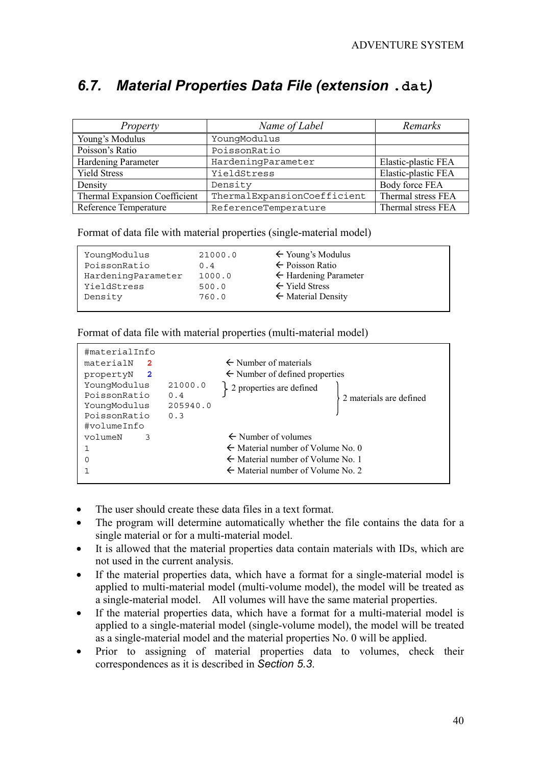## 6.7. Material Properties Data File (extension `.dat`)

| Property | Name of Label | Remarks |
|---|---|---|
| Young's Modulus | `YoungModulus` | |
| Poisson's Ratio | `PoissonRatio` | |
| Hardening Parameter | `HardeningParameter` | Elastic-plastic FEA |
| Yield Stress | `YieldStress` | Elastic-plastic FEA |
| Density | `Density` | Body force FEA |
| Thermal Expansion Coefficient | `ThermalExpansionCoefficient` | Thermal stress FEA |
| Reference Temperature | `ReferenceTemperature` | Thermal stress FEA |

Format of data file with material properties (single-material model)

```
YoungModulus          21000.0       ← Young's Modulus
PoissonRatio          0.4           ← Poisson Ratio
HardeningParameter    1000.0        ← Hardening Parameter
YieldStress           500.0         ← Yield Stress
Density               760.0         ← Material Density
```

Format of data file with material properties (multi-material model)

```
#materialInfo
materialN   2                 ← Number of materials
propertyN   2                 ← Number of defined properties
YoungModulus    21000.0     } 2 properties are defined  |
PoissonRatio    0.4                                     | 2 materials are defined
YoungModulus    205940.0                                |
PoissonRatio    0.3                                     |
#volumeInfo
volumeN     3                 ← Number of volumes
1                             ← Material number of Volume No. 0
0                             ← Material number of Volume No. 1
1                             ← Material number of Volume No. 2
```

- The user should create these data files in a text format.
- The program will determine automatically whether the file contains the data for a single material or for a multi-material model.
- It is allowed that the material properties data contain materials with IDs, which are not used in the current analysis.
- If the material properties data, which have a format for a single-material model is applied to multi-material model (multi-volume model), the model will be treated as a single-material model. All volumes will have the same material properties.
- If the material properties data, which have a format for a multi-material model is applied to a single-material model (single-volume model), the model will be treated as a single-material model and the material properties No. 0 will be applied.
- Prior to assigning of material properties data to volumes, check their correspondences as it is described in *Section 5.3*.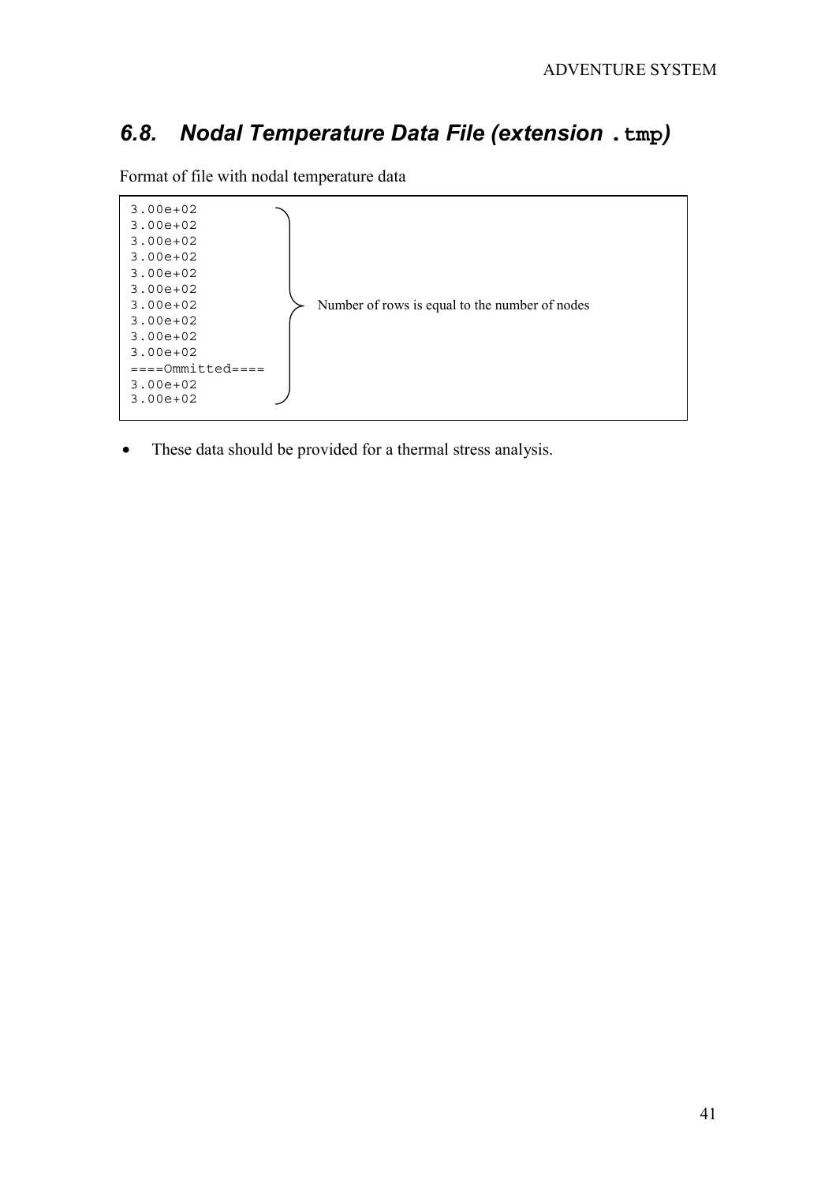## 6.8. *Nodal Temperature Data File (extension `.tmp`)*

Format of file with nodal temperature data

```
3.00e+02
3.00e+02
3.00e+02
3.00e+02
3.00e+02
3.00e+02
3.00e+02     Number of rows is equal to the number of nodes
3.00e+02
3.00e+02
3.00e+02
====Ommitted====
3.00e+02
3.00e+02
```

- These data should be provided for a thermal stress analysis.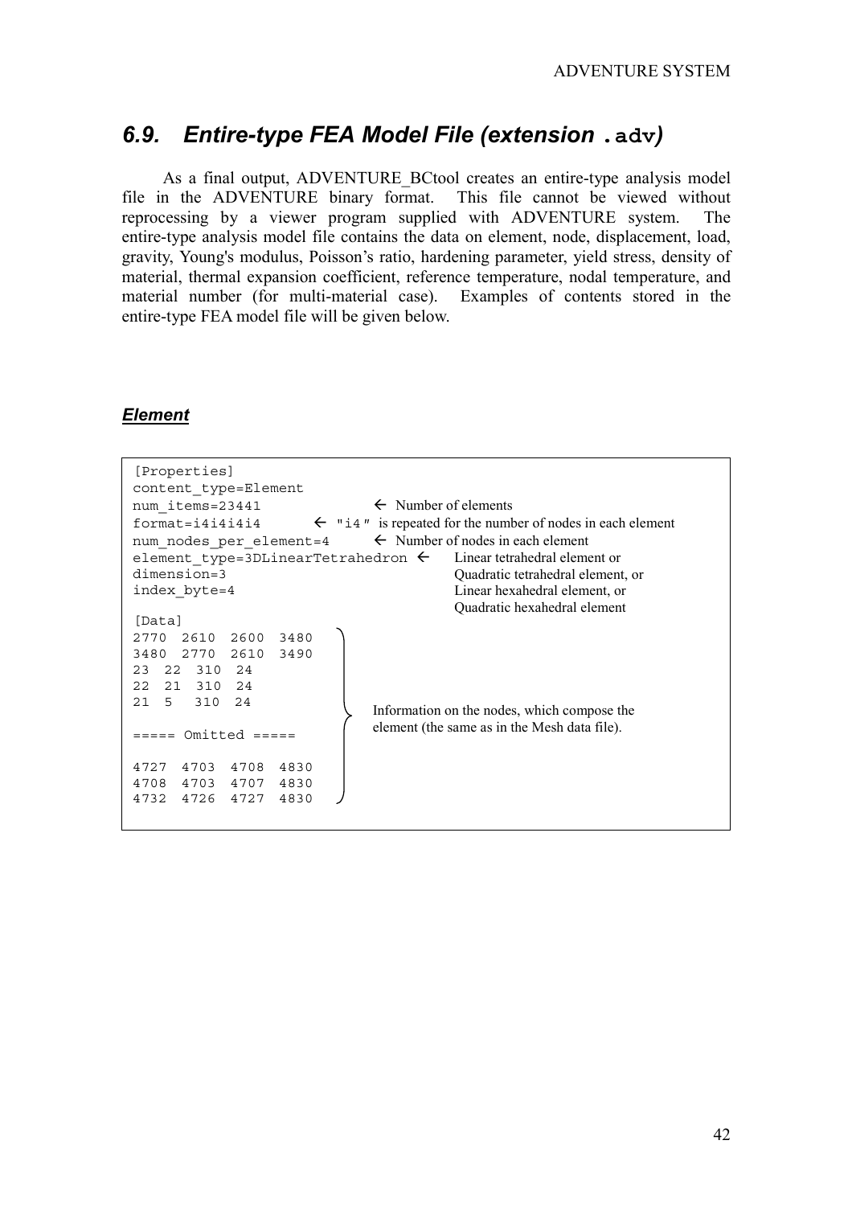## 6.9. Entire-type FEA Model File (extension `.adv`)

As a final output, ADVENTURE_BCtool creates an entire-type analysis model file in the ADVENTURE binary format. This file cannot be viewed without reprocessing by a viewer program supplied with ADVENTURE system. The entire-type analysis model file contains the data on element, node, displacement, load, gravity, Young's modulus, Poisson's ratio, hardening parameter, yield stress, density of material, thermal expansion coefficient, reference temperature, nodal temperature, and material number (for multi-material case). Examples of contents stored in the entire-type FEA model file will be given below.

### *Element*

```
[Properties]
content_type=Element
num_items=23441                    ← Number of elements
format=i4i4i4i4            ← "i4" is repeated for the number of nodes in each element
num_nodes_per_element=4            ← Number of nodes in each element
element_type=3DLinearTetrahedron ←  Linear tetrahedral element or
dimension=3                             Quadratic tetrahedral element, or
index_byte=4                            Linear hexahedral element, or
                                        Quadratic hexahedral element
[Data]
2770  2610  2600  3480
3480  2770  2610  3490
23  22  310  24
22  21  310  24
21  5   310  24                    Information on the nodes, which compose the
                                   element (the same as in the Mesh data file).
===== Omitted =====

4727  4703  4708  4830
4708  4703  4707  4830
4732  4726  4727  4830
```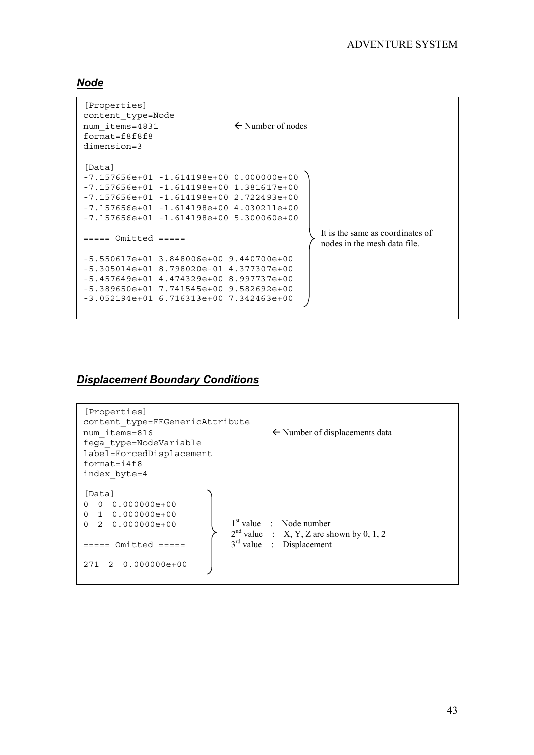### *Node*

```
[Properties]
content_type=Node
num_items=4831                 ← Number of nodes
format=f8f8f8
dimension=3

[Data]
-7.157656e+01 -1.614198e+00 0.000000e+00
-7.157656e+01 -1.614198e+00 1.381617e+00
-7.157656e+01 -1.614198e+00 2.722493e+00
-7.157656e+01 -1.614198e+00 4.030211e+00
-7.157656e+01 -1.614198e+00 5.300060e+00

===== Omitted =====

-5.550617e+01 3.848006e+00 9.440700e+00
-5.305014e+01 8.798020e-01 4.377307e+00
-5.457649e+01 4.474329e+00 8.997737e+00
-5.389650e+01 7.741545e+00 9.582692e+00
-3.052194e+01 6.716313e+00 7.342463e+00
```

It is the same as coordinates of nodes in the mesh data file.

### *Displacement Boundary Conditions*

```
[Properties]
content_type=FEGenericAttribute
num_items=816                  ← Number of displacements data
fega_type=NodeVariable
label=ForcedDisplacement
format=i4f8
index_byte=4

[Data]
0  0  0.000000e+00
0  1  0.000000e+00
0  2  0.000000e+00

===== Omitted =====

271  2  0.000000e+00
```

1st value : Node number
2nd value : X, Y, Z are shown by 0, 1, 2
3rd value : Displacement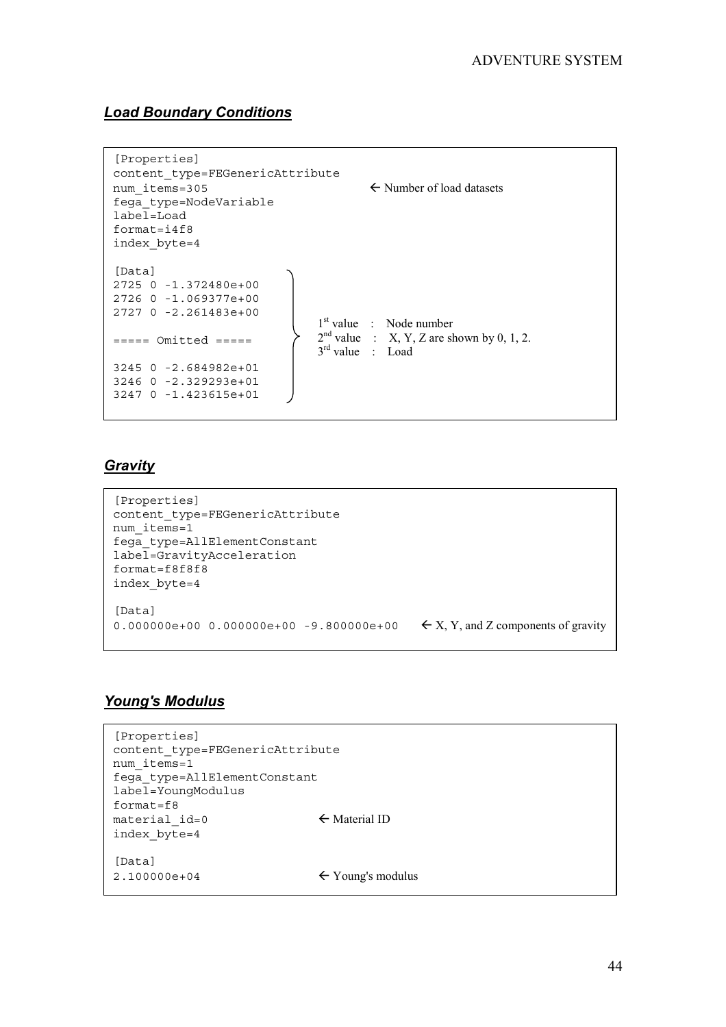### ***Load Boundary Conditions***

```
[Properties]
content_type=FEGenericAttribute
num_items=305                          ← Number of load datasets
fega_type=NodeVariable
label=Load
format=i4f8
index_byte=4

[Data]
2725 0 -1.372480e+00
2726 0 -1.069377e+00
2727 0 -2.261483e+00
                        1st value  :  Node number
===== Omitted =====     2nd value  :  X, Y, Z are shown by 0, 1, 2.
                        3rd value  :  Load
3245 0 -2.684982e+01
3246 0 -2.329293e+01
3247 0 -1.423615e+01
```

### ***Gravity***

```
[Properties]
content_type=FEGenericAttribute
num_items=1
fega_type=AllElementConstant
label=GravityAcceleration
format=f8f8f8
index_byte=4

[Data]
0.000000e+00 0.000000e+00 -9.800000e+00     ← X, Y, and Z components of gravity
```

### ***Young's Modulus***

```
[Properties]
content_type=FEGenericAttribute
num_items=1
fega_type=AllElementConstant
label=YoungModulus
format=f8
material_id=0                  ← Material ID
index_byte=4

[Data]
2.100000e+04                   ← Young's modulus
```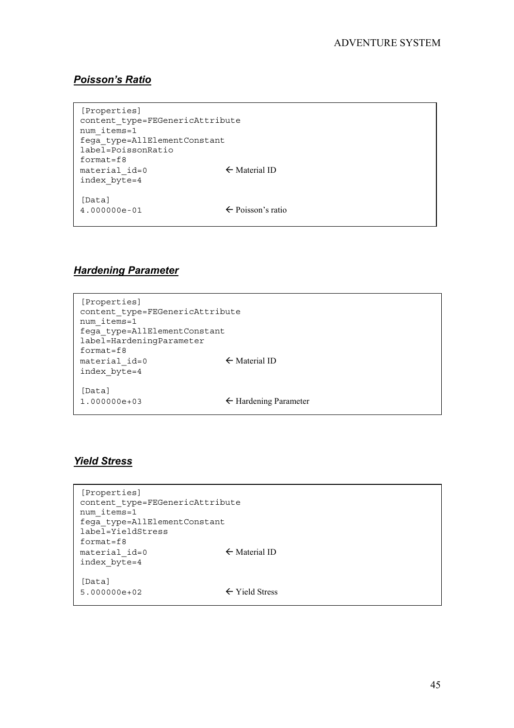### ***Poisson's Ratio***

```
[Properties]
content_type=FEGenericAttribute
num_items=1
fega_type=AllElementConstant
label=PoissonRatio
format=f8
material_id=0                ← Material ID
index_byte=4

[Data]
4.000000e-01                 ← Poisson's ratio
```

### ***Hardening Parameter***

```
[Properties]
content_type=FEGenericAttribute
num_items=1
fega_type=AllElementConstant
label=HardeningParameter
format=f8
material_id=0                ← Material ID
index_byte=4

[Data]
1.000000e+03                 ← Hardening Parameter
```

### ***Yield Stress***

```
[Properties]
content_type=FEGenericAttribute
num_items=1
fega_type=AllElementConstant
label=YieldStress
format=f8
material_id=0                ← Material ID
index_byte=4

[Data]
5.000000e+02                 ← Yield Stress
```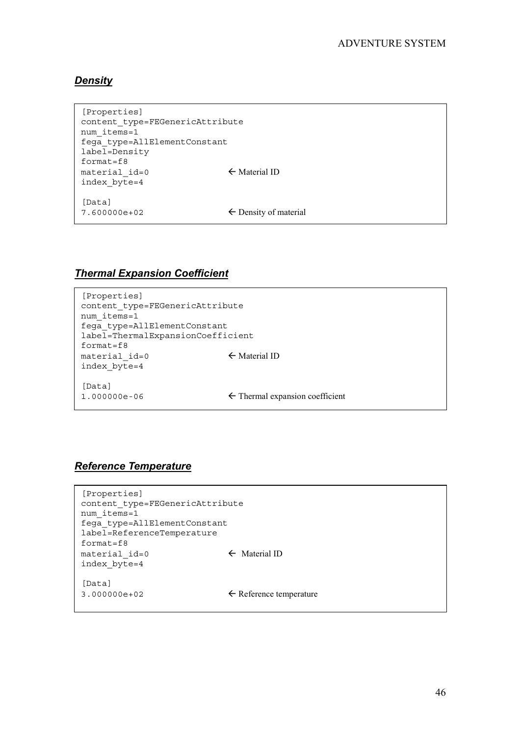### ***Density***

```
[Properties]
content_type=FEGenericAttribute
num_items=1
fega_type=AllElementConstant
label=Density
format=f8
material_id=0                ← Material ID
index_byte=4

[Data]
7.600000e+02                 ← Density of material
```

### ***Thermal Expansion Coefficient***

```
[Properties]
content_type=FEGenericAttribute
num_items=1
fega_type=AllElementConstant
label=ThermalExpansionCoefficient
format=f8
material_id=0                ← Material ID
index_byte=4

[Data]
1.000000e-06                 ← Thermal expansion coefficient
```

### ***Reference Temperature***

```
[Properties]
content_type=FEGenericAttribute
num_items=1
fega_type=AllElementConstant
label=ReferenceTemperature
format=f8
material_id=0                ← Material ID
index_byte=4

[Data]
3.000000e+02                 ← Reference temperature
```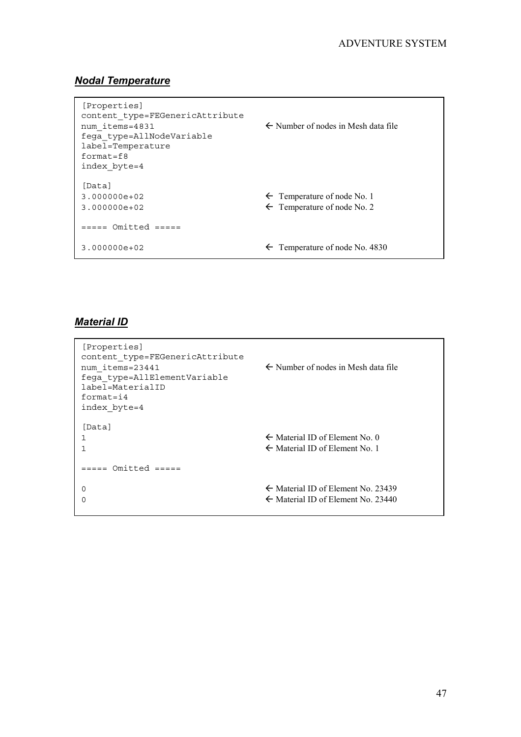### ***Nodal Temperature***

```
[Properties]
content_type=FEGenericAttribute
num_items=4831                         ← Number of nodes in Mesh data file
fega_type=AllNodeVariable
label=Temperature
format=f8
index_byte=4

[Data]
3.000000e+02                           ← Temperature of node No. 1
3.000000e+02                           ← Temperature of node No. 2

===== Omitted =====

3.000000e+02                           ← Temperature of node No. 4830
```

### ***Material ID***

```
[Properties]
content_type=FEGenericAttribute
num_items=23441                        ← Number of nodes in Mesh data file
fega_type=AllElementVariable
label=MaterialID
format=i4
index_byte=4

[Data]
1                                      ← Material ID of Element No. 0
1                                      ← Material ID of Element No. 1

===== Omitted =====

0                                      ← Material ID of Element No. 23439
0                                      ← Material ID of Element No. 23440
```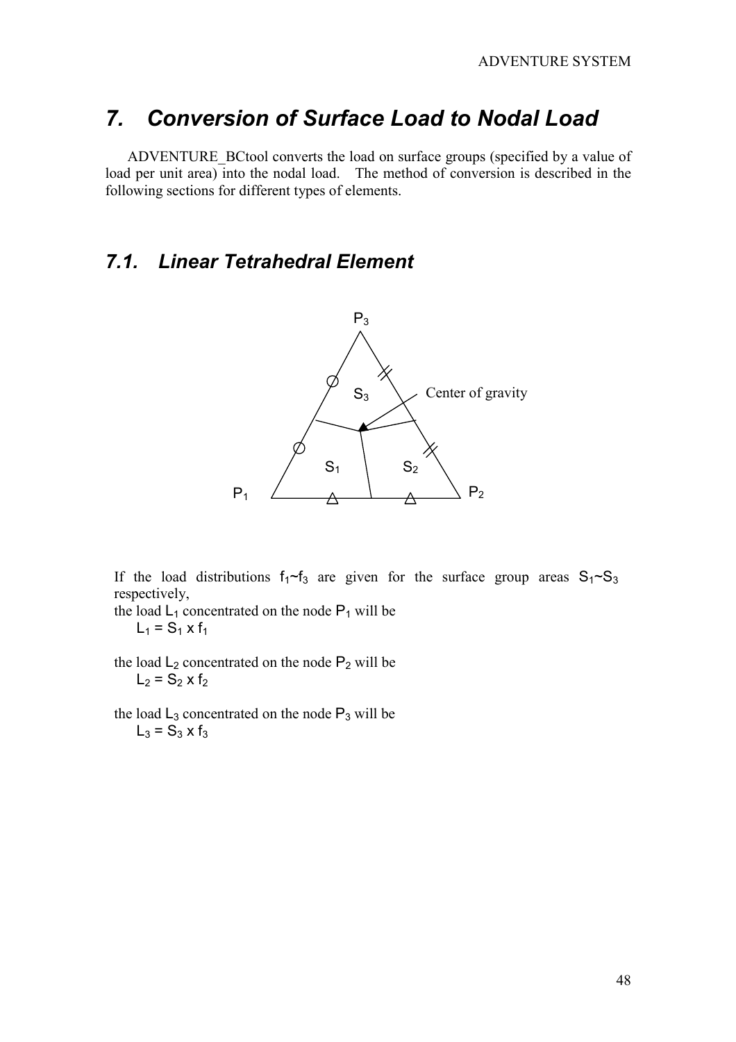# 7. Conversion of Surface Load to Nodal Load

ADVENTURE_BCtool converts the load on surface groups (specified by a value of load per unit area) into the nodal load. The method of conversion is described in the following sections for different types of elements.

## 7.1. Linear Tetrahedral Element

If the load distributions $f_1$~$f_3$ are given for the surface group areas $S_1$~$S_3$ respectively,

the load $L_1$ concentrated on the node $P_1$ will be

$$L_1 = S_1 \times f_1$$

the load $L_2$ concentrated on the node $P_2$ will be

$$L_2 = S_2 \times f_2$$

the load $L_3$ concentrated on the node $P_3$ will be

$$L_3 = S_3 \times f_3$$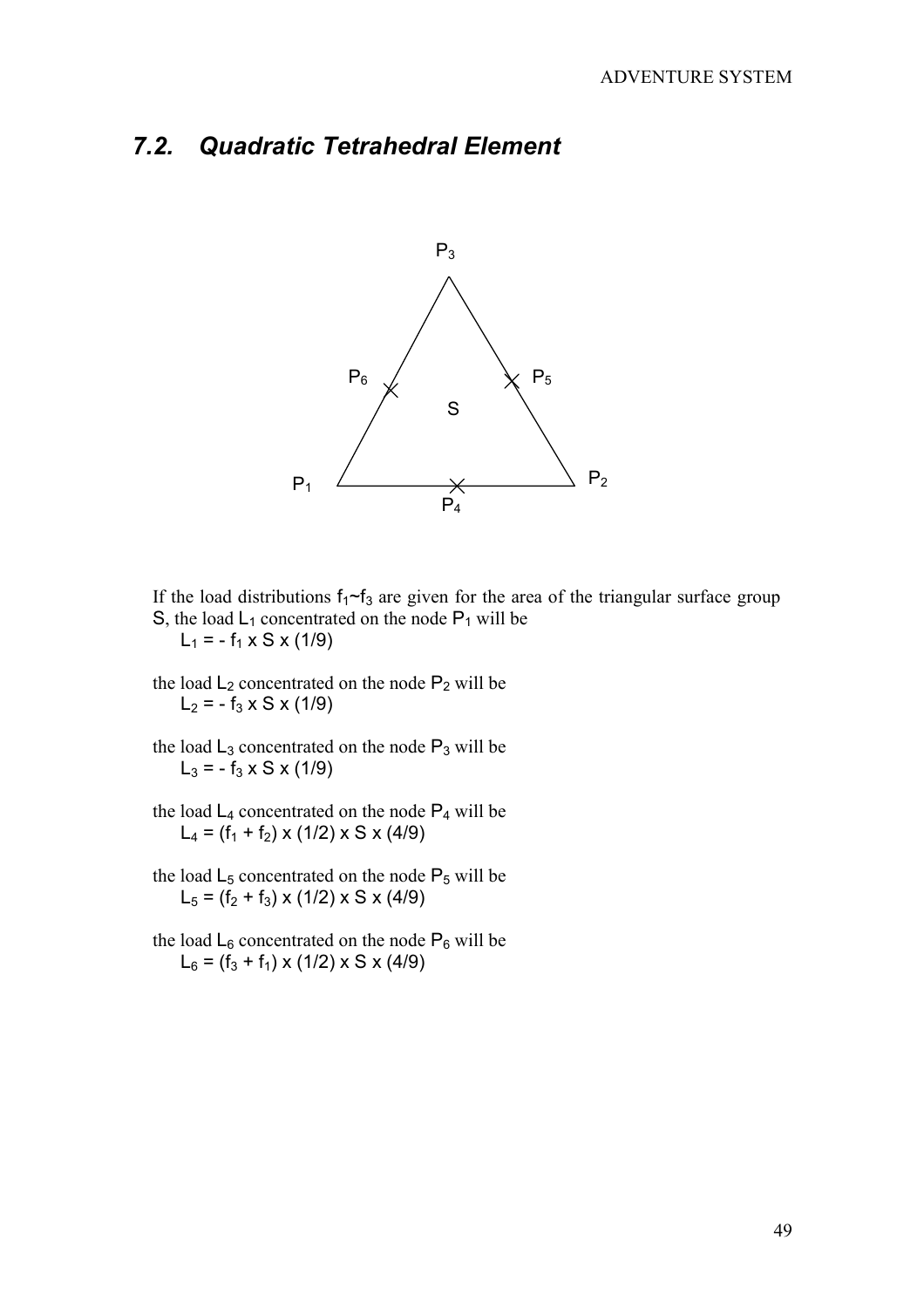## 7.2. Quadratic Tetrahedral Element

If the load distributions $f_1$~$f_3$ are given for the area of the triangular surface group S, the load $L_1$ concentrated on the node $P_1$ will be

$L_1$ = - $f_1$ x S x (1/9)

the load $L_2$ concentrated on the node $P_2$ will be

$L_2$ = - $f_3$ x S x (1/9)

the load $L_3$ concentrated on the node $P_3$ will be

$L_3$ = - $f_3$ x S x (1/9)

the load $L_4$ concentrated on the node $P_4$ will be

$L_4$ = ($f_1$ + $f_2$) x (1/2) x S x (4/9)

the load $L_5$ concentrated on the node $P_5$ will be

$L_5$ = ($f_2$ + $f_3$) x (1/2) x S x (4/9)

the load $L_6$ concentrated on the node $P_6$ will be

$L_6$ = ($f_3$ + $f_1$) x (1/2) x S x (4/9)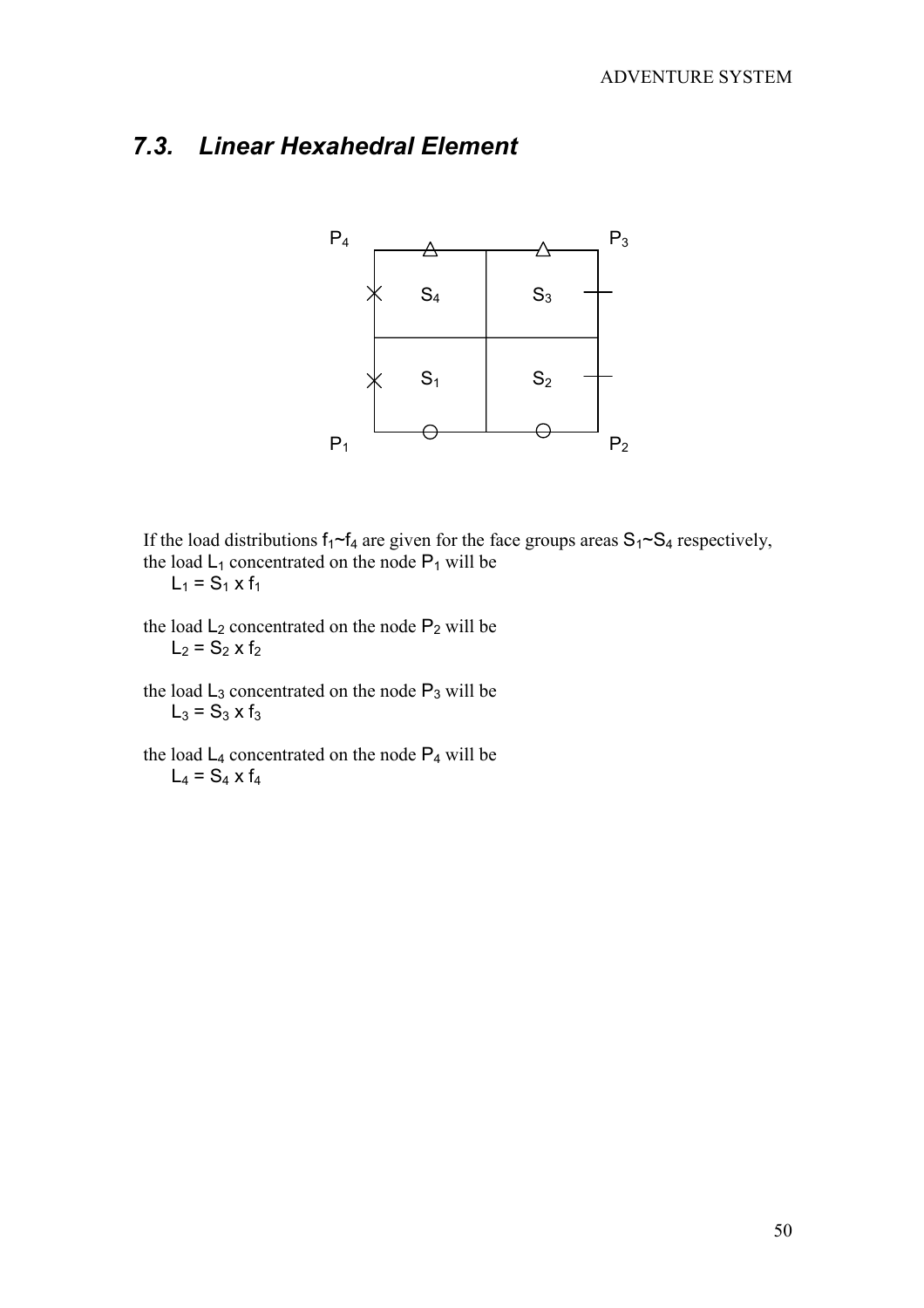## 7.3. Linear Hexahedral Element

If the load distributions $f_1$~$f_4$ are given for the face groups areas $S_1$~$S_4$ respectively, the load $L_1$ concentrated on the node $P_1$ will be

$L_1 = S_1 \times f_1$

the load $L_2$ concentrated on the node $P_2$ will be

$L_2 = S_2 \times f_2$

the load $L_3$ concentrated on the node $P_3$ will be

$L_3 = S_3 \times f_3$

the load $L_4$ concentrated on the node $P_4$ will be

$L_4 = S_4 \times f_4$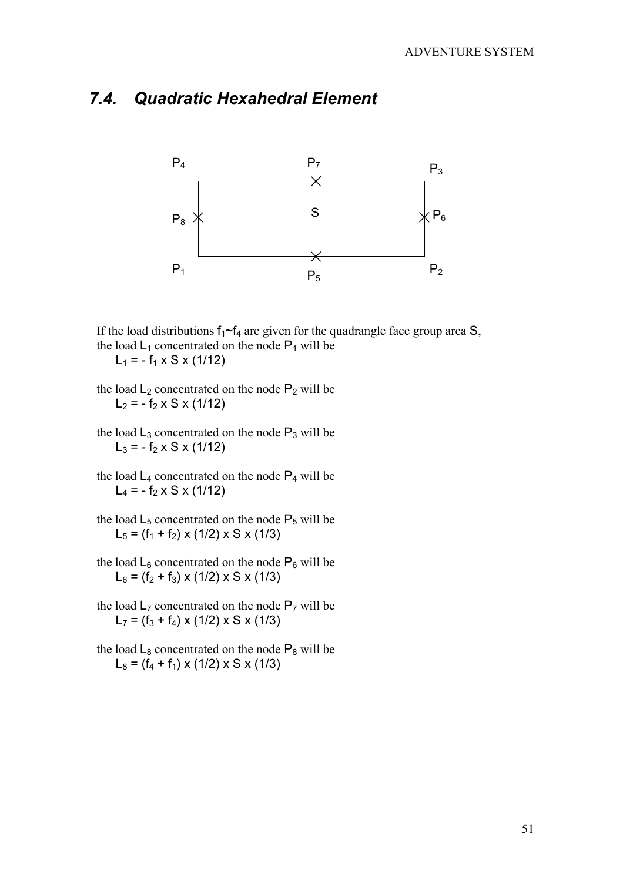## 7.4. *Quadratic Hexahedral Element*

$P_4$ $P_7$ $P_3$

$P_8$ S $P_6$

$P_1$ $P_5$ $P_2$

If the load distributions $f_1$~$f_4$ are given for the quadrangle face group area S, the load $L_1$ concentrated on the node $P_1$ will be

$L_1$ = - $f_1$ x S x (1/12)

the load $L_2$ concentrated on the node $P_2$ will be

$L_2$ = - $f_2$ x S x (1/12)

the load $L_3$ concentrated on the node $P_3$ will be

$L_3$ = - $f_2$ x S x (1/12)

the load $L_4$ concentrated on the node $P_4$ will be

$L_4$ = - $f_2$ x S x (1/12)

the load $L_5$ concentrated on the node $P_5$ will be

$L_5$ = ($f_1$ + $f_2$) x (1/2) x S x (1/3)

the load $L_6$ concentrated on the node $P_6$ will be

$L_6$ = ($f_2$ + $f_3$) x (1/2) x S x (1/3)

the load $L_7$ concentrated on the node $P_7$ will be

$L_7$ = ($f_3$ + $f_4$) x (1/2) x S x (1/3)

the load $L_8$ concentrated on the node $P_8$ will be

$L_8$ = ($f_4$ + $f_1$) x (1/2) x S x (1/3)